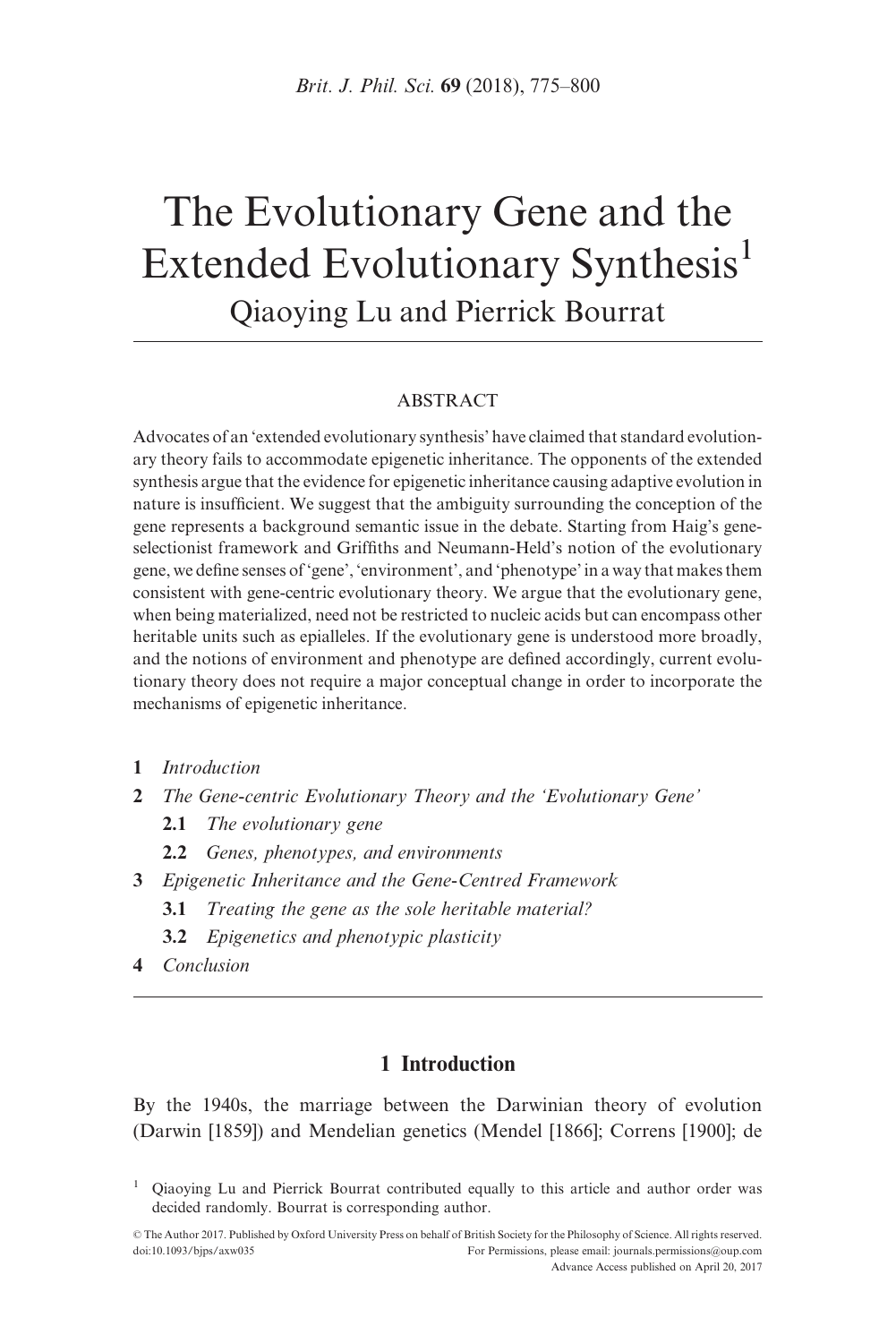# The Evolutionary Gene and the Extended Evolutionary Synthesis[1]

Qiaoying Lu and Pierrick Bourrat

## ABSTRACT

Advocates of an 'extended evolutionary synthesis' have claimed that standard evolutionary theory fails to accommodate epigenetic inheritance. The opponents of the extended synthesis argue that the evidence for epigenetic inheritance causing adaptive evolution in nature is insufficient. We suggest that the ambiguity surrounding the conception of the gene represents a background semantic issue in the debate. Starting from Haig's gene-selectionist framework and Griffiths and Neumann-Held's notion of the evolutionary gene, we define senses of 'gene', 'environment', and 'phenotype' in a way that makes them consistent with gene-centric evolutionary theory. We argue that the evolutionary gene, when being materialized, need not be restricted to nucleic acids but can encompass other heritable units such as epialleles. If the evolutionary gene is understood more broadly, and the notions of environment and phenotype are defined accordingly, current evolutionary theory does not require a major conceptual change in order to incorporate the mechanisms of epigenetic inheritance.

- **1** *Introduction*
- **2** *The Gene-centric Evolutionary Theory and the 'Evolutionary Gene'*
  - **2.1** *The evolutionary gene*
  - **2.2** *Genes, phenotypes, and environments*
- **3** *Epigenetic Inheritance and the Gene-Centred Framework*
  - **3.1** *Treating the gene as the sole heritable material?*
  - **3.2** *Epigenetics and phenotypic plasticity*
- **4** *Conclusion*

## 1 Introduction

By the 1940s, the marriage between the Darwinian theory of evolution (Darwin [1859]) and Mendelian genetics (Mendel [1866]; Correns [1900]; de

[1] Qiaoying Lu and Pierrick Bourrat contributed equally to this article and author order was decided randomly. Bourrat is corresponding author.

© The Author 2017. Published by Oxford University Press on behalf of British Society for the Philosophy of Science. All rights reserved. doi:10.1093/bjps/axw035 For Permissions, please email: journals.permissions@oup.com

Advance Access published on April 20, 2017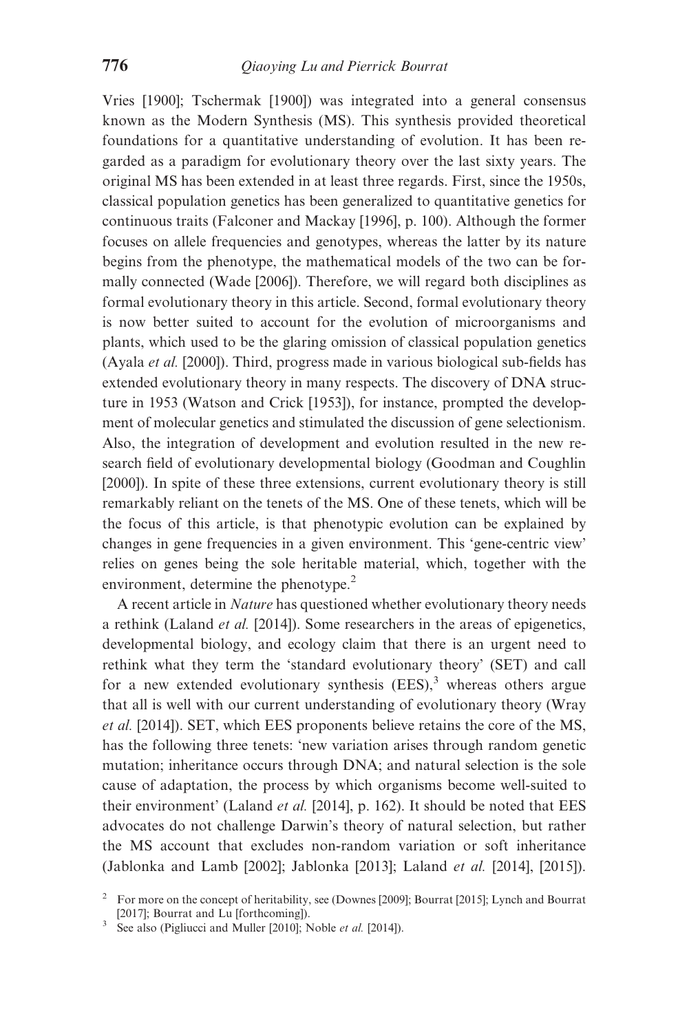Vries [1900]; Tschermak [1900]) was integrated into a general consensus known as the Modern Synthesis (MS). This synthesis provided theoretical foundations for a quantitative understanding of evolution. It has been regarded as a paradigm for evolutionary theory over the last sixty years. The original MS has been extended in at least three regards. First, since the 1950s, classical population genetics has been generalized to quantitative genetics for continuous traits (Falconer and Mackay [1996], p. 100). Although the former focuses on allele frequencies and genotypes, whereas the latter by its nature begins from the phenotype, the mathematical models of the two can be formally connected (Wade [2006]). Therefore, we will regard both disciplines as formal evolutionary theory in this article. Second, formal evolutionary theory is now better suited to account for the evolution of microorganisms and plants, which used to be the glaring omission of classical population genetics (Ayala *et al.* [2000]). Third, progress made in various biological sub-fields has extended evolutionary theory in many respects. The discovery of DNA structure in 1953 (Watson and Crick [1953]), for instance, prompted the development of molecular genetics and stimulated the discussion of gene selectionism. Also, the integration of development and evolution resulted in the new research field of evolutionary developmental biology (Goodman and Coughlin [2000]). In spite of these three extensions, current evolutionary theory is still remarkably reliant on the tenets of the MS. One of these tenets, which will be the focus of this article, is that phenotypic evolution can be explained by changes in gene frequencies in a given environment. This 'gene-centric view' relies on genes being the sole heritable material, which, together with the environment, determine the phenotype.[2]

A recent article in *Nature* has questioned whether evolutionary theory needs a rethink (Laland *et al.* [2014]). Some researchers in the areas of epigenetics, developmental biology, and ecology claim that there is an urgent need to rethink what they term the 'standard evolutionary theory' (SET) and call for a new extended evolutionary synthesis (EES),[3] whereas others argue that all is well with our current understanding of evolutionary theory (Wray *et al.* [2014]). SET, which EES proponents believe retains the core of the MS, has the following three tenets: 'new variation arises through random genetic mutation; inheritance occurs through DNA; and natural selection is the sole cause of adaptation, the process by which organisms become well-suited to their environment' (Laland *et al.* [2014], p. 162). It should be noted that EES advocates do not challenge Darwin's theory of natural selection, but rather the MS account that excludes non-random variation or soft inheritance (Jablonka and Lamb [2002]; Jablonka [2013]; Laland *et al.* [2014], [2015]).

[2] For more on the concept of heritability, see (Downes [2009]; Bourrat [2015]; Lynch and Bourrat [2017]; Bourrat and Lu [forthcoming]).

[3] See also (Pigliucci and Muller [2010]; Noble *et al.* [2014]).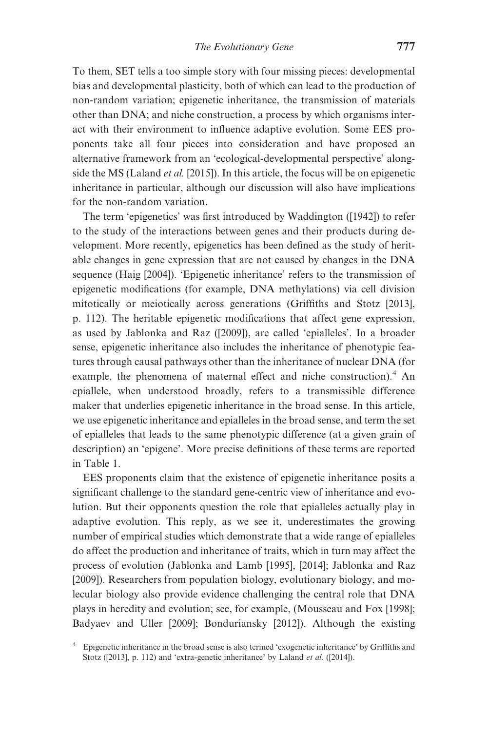To them, SET tells a too simple story with four missing pieces: developmental bias and developmental plasticity, both of which can lead to the production of non-random variation; epigenetic inheritance, the transmission of materials other than DNA; and niche construction, a process by which organisms interact with their environment to influence adaptive evolution. Some EES proponents take all four pieces into consideration and have proposed an alternative framework from an 'ecological-developmental perspective' alongside the MS (Laland *et al.* [2015]). In this article, the focus will be on epigenetic inheritance in particular, although our discussion will also have implications for the non-random variation.

The term 'epigenetics' was first introduced by Waddington ([1942]) to refer to the study of the interactions between genes and their products during development. More recently, epigenetics has been defined as the study of heritable changes in gene expression that are not caused by changes in the DNA sequence (Haig [2004]). 'Epigenetic inheritance' refers to the transmission of epigenetic modifications (for example, DNA methylations) via cell division mitotically or meiotically across generations (Griffiths and Stotz [2013], p. 112). The heritable epigenetic modifications that affect gene expression, as used by Jablonka and Raz ([2009]), are called 'epialleles'. In a broader sense, epigenetic inheritance also includes the inheritance of phenotypic features through causal pathways other than the inheritance of nuclear DNA (for example, the phenomena of maternal effect and niche construction).[4] An epiallele, when understood broadly, refers to a transmissible difference maker that underlies epigenetic inheritance in the broad sense. In this article, we use epigenetic inheritance and epialleles in the broad sense, and term the set of epialleles that leads to the same phenotypic difference (at a given grain of description) an 'epigene'. More precise definitions of these terms are reported in Table 1.

EES proponents claim that the existence of epigenetic inheritance posits a significant challenge to the standard gene-centric view of inheritance and evolution. But their opponents question the role that epialleles actually play in adaptive evolution. This reply, as we see it, underestimates the growing number of empirical studies which demonstrate that a wide range of epialleles do affect the production and inheritance of traits, which in turn may affect the process of evolution (Jablonka and Lamb [1995], [2014]; Jablonka and Raz [2009]). Researchers from population biology, evolutionary biology, and molecular biology also provide evidence challenging the central role that DNA plays in heredity and evolution; see, for example, (Mousseau and Fox [1998]; Badyaev and Uller [2009]; Bonduriansky [2012]). Although the existing

[4] Epigenetic inheritance in the broad sense is also termed 'exogenetic inheritance' by Griffiths and Stotz ([2013], p. 112) and 'extra-genetic inheritance' by Laland *et al.* ([2014]).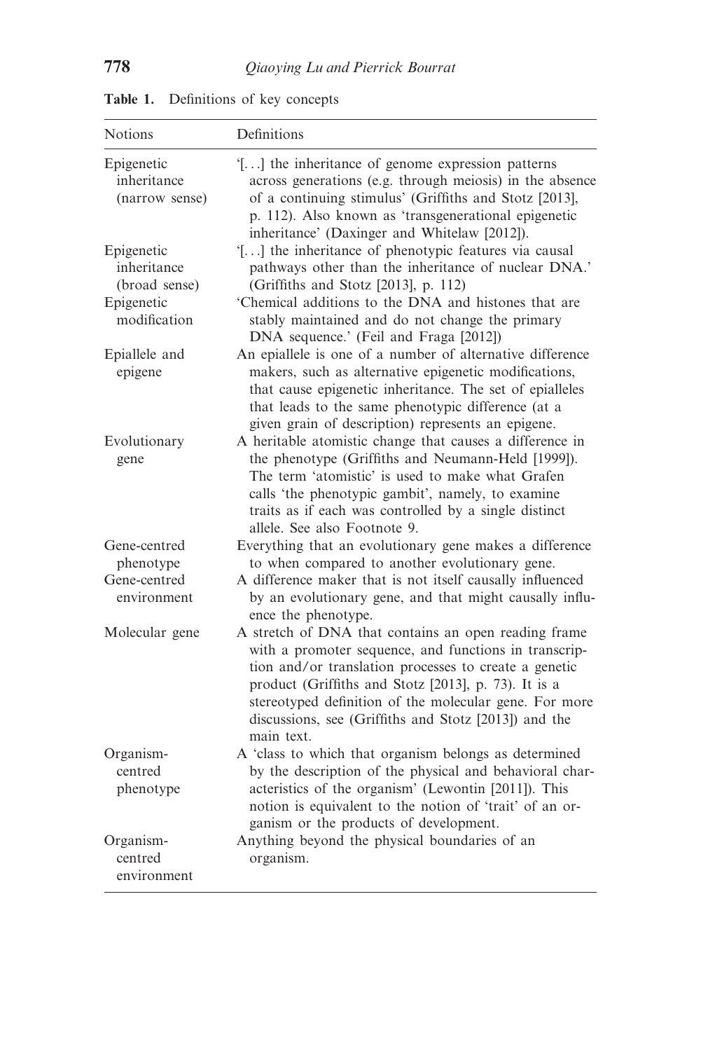**Table 1.** Definitions of key concepts

| Notions | Definitions |
|---|---|
| Epigenetic inheritance (narrow sense) | '[. . .] the inheritance of genome expression patterns across generations (e.g. through meiosis) in the absence of a continuing stimulus' (Griffiths and Stotz [2013], p. 112). Also known as 'transgenerational epigenetic inheritance' (Daxinger and Whitelaw [2012]). |
| Epigenetic inheritance (broad sense) | '[. . .] the inheritance of phenotypic features via causal pathways other than the inheritance of nuclear DNA.' (Griffiths and Stotz [2013], p. 112) |
| Epigenetic modification | 'Chemical additions to the DNA and histones that are stably maintained and do not change the primary DNA sequence.' (Feil and Fraga [2012]) |
| Epiallele and epigene | An epiallele is one of a number of alternative difference makers, such as alternative epigenetic modifications, that cause epigenetic inheritance. The set of epialleles that leads to the same phenotypic difference (at a given grain of description) represents an epigene. |
| Evolutionary gene | A heritable atomistic change that causes a difference in the phenotype (Griffiths and Neumann-Held [1999]). The term 'atomistic' is used to make what Grafen calls 'the phenotypic gambit', namely, to examine traits as if each was controlled by a single distinct allele. See also Footnote 9. |
| Gene-centred phenotype | Everything that an evolutionary gene makes a difference to when compared to another evolutionary gene. |
| Gene-centred environment | A difference maker that is not itself causally influenced by an evolutionary gene, and that might causally influence the phenotype. |
| Molecular gene | A stretch of DNA that contains an open reading frame with a promoter sequence, and functions in transcription and/or translation processes to create a genetic product (Griffiths and Stotz [2013], p. 73). It is a stereotyped definition of the molecular gene. For more discussions, see (Griffiths and Stotz [2013]) and the main text. |
| Organism-centred phenotype | A 'class to which that organism belongs as determined by the description of the physical and behavioral characteristics of the organism' (Lewontin [2011]). This notion is equivalent to the notion of 'trait' of an organism or the products of development. |
| Organism-centred environment | Anything beyond the physical boundaries of an organism. |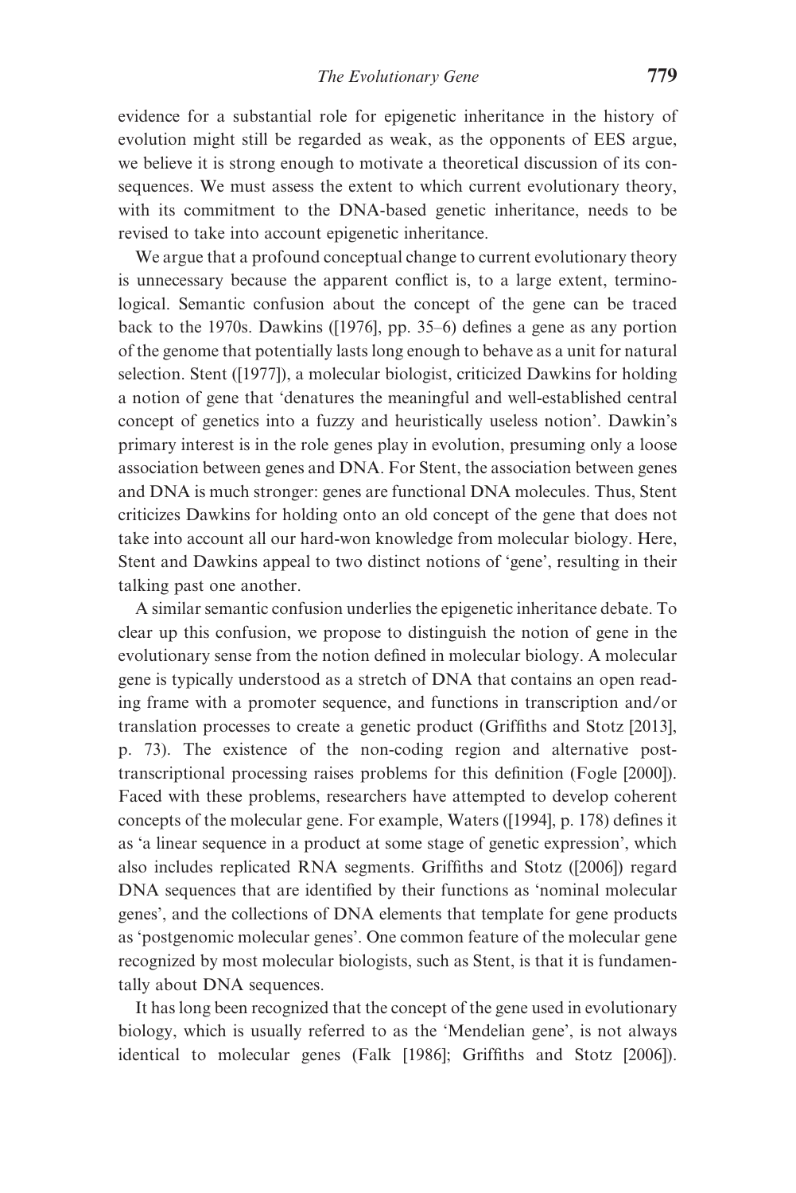evidence for a substantial role for epigenetic inheritance in the history of evolution might still be regarded as weak, as the opponents of EES argue, we believe it is strong enough to motivate a theoretical discussion of its consequences. We must assess the extent to which current evolutionary theory, with its commitment to the DNA-based genetic inheritance, needs to be revised to take into account epigenetic inheritance.

We argue that a profound conceptual change to current evolutionary theory is unnecessary because the apparent conflict is, to a large extent, terminological. Semantic confusion about the concept of the gene can be traced back to the 1970s. Dawkins ([1976], pp. 35–6) defines a gene as any portion of the genome that potentially lasts long enough to behave as a unit for natural selection. Stent ([1977]), a molecular biologist, criticized Dawkins for holding a notion of gene that 'denatures the meaningful and well-established central concept of genetics into a fuzzy and heuristically useless notion'. Dawkin's primary interest is in the role genes play in evolution, presuming only a loose association between genes and DNA. For Stent, the association between genes and DNA is much stronger: genes are functional DNA molecules. Thus, Stent criticizes Dawkins for holding onto an old concept of the gene that does not take into account all our hard-won knowledge from molecular biology. Here, Stent and Dawkins appeal to two distinct notions of 'gene', resulting in their talking past one another.

A similar semantic confusion underlies the epigenetic inheritance debate. To clear up this confusion, we propose to distinguish the notion of gene in the evolutionary sense from the notion defined in molecular biology. A molecular gene is typically understood as a stretch of DNA that contains an open reading frame with a promoter sequence, and functions in transcription and/or translation processes to create a genetic product (Griffiths and Stotz [2013], p. 73). The existence of the non-coding region and alternative post-transcriptional processing raises problems for this definition (Fogle [2000]). Faced with these problems, researchers have attempted to develop coherent concepts of the molecular gene. For example, Waters ([1994], p. 178) defines it as 'a linear sequence in a product at some stage of genetic expression', which also includes replicated RNA segments. Griffiths and Stotz ([2006]) regard DNA sequences that are identified by their functions as 'nominal molecular genes', and the collections of DNA elements that template for gene products as 'postgenomic molecular genes'. One common feature of the molecular gene recognized by most molecular biologists, such as Stent, is that it is fundamentally about DNA sequences.

It has long been recognized that the concept of the gene used in evolutionary biology, which is usually referred to as the 'Mendelian gene', is not always identical to molecular genes (Falk [1986]; Griffiths and Stotz [2006]).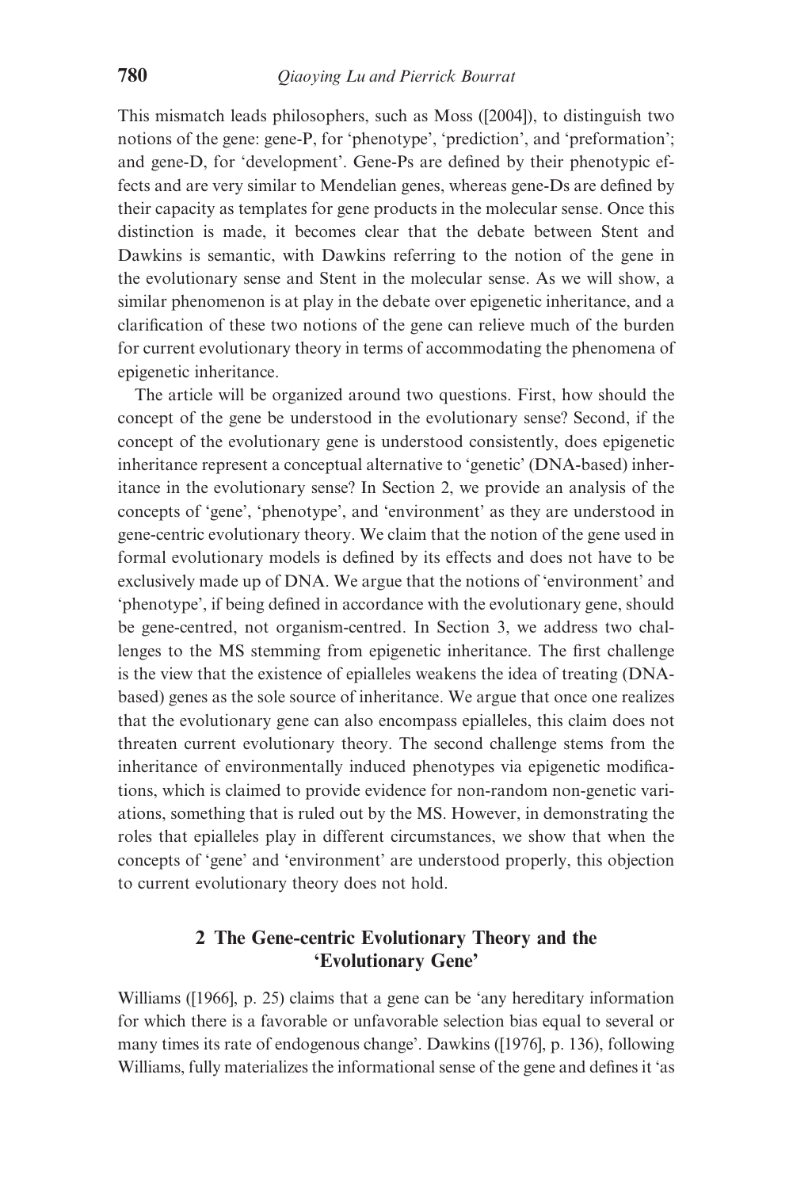This mismatch leads philosophers, such as Moss ([2004]), to distinguish two notions of the gene: gene-P, for 'phenotype', 'prediction', and 'preformation'; and gene-D, for 'development'. Gene-Ps are defined by their phenotypic effects and are very similar to Mendelian genes, whereas gene-Ds are defined by their capacity as templates for gene products in the molecular sense. Once this distinction is made, it becomes clear that the debate between Stent and Dawkins is semantic, with Dawkins referring to the notion of the gene in the evolutionary sense and Stent in the molecular sense. As we will show, a similar phenomenon is at play in the debate over epigenetic inheritance, and a clarification of these two notions of the gene can relieve much of the burden for current evolutionary theory in terms of accommodating the phenomena of epigenetic inheritance.

The article will be organized around two questions. First, how should the concept of the gene be understood in the evolutionary sense? Second, if the concept of the evolutionary gene is understood consistently, does epigenetic inheritance represent a conceptual alternative to 'genetic' (DNA-based) inheritance in the evolutionary sense? In Section 2, we provide an analysis of the concepts of 'gene', 'phenotype', and 'environment' as they are understood in gene-centric evolutionary theory. We claim that the notion of the gene used in formal evolutionary models is defined by its effects and does not have to be exclusively made up of DNA. We argue that the notions of 'environment' and 'phenotype', if being defined in accordance with the evolutionary gene, should be gene-centred, not organism-centred. In Section 3, we address two challenges to the MS stemming from epigenetic inheritance. The first challenge is the view that the existence of epialleles weakens the idea of treating (DNA-based) genes as the sole source of inheritance. We argue that once one realizes that the evolutionary gene can also encompass epialleles, this claim does not threaten current evolutionary theory. The second challenge stems from the inheritance of environmentally induced phenotypes via epigenetic modifications, which is claimed to provide evidence for non-random non-genetic variations, something that is ruled out by the MS. However, in demonstrating the roles that epialleles play in different circumstances, we show that when the concepts of 'gene' and 'environment' are understood properly, this objection to current evolutionary theory does not hold.

## 2 The Gene-centric Evolutionary Theory and the 'Evolutionary Gene'

Williams ([1966], p. 25) claims that a gene can be 'any hereditary information for which there is a favorable or unfavorable selection bias equal to several or many times its rate of endogenous change'. Dawkins ([1976], p. 136), following Williams, fully materializes the informational sense of the gene and defines it 'as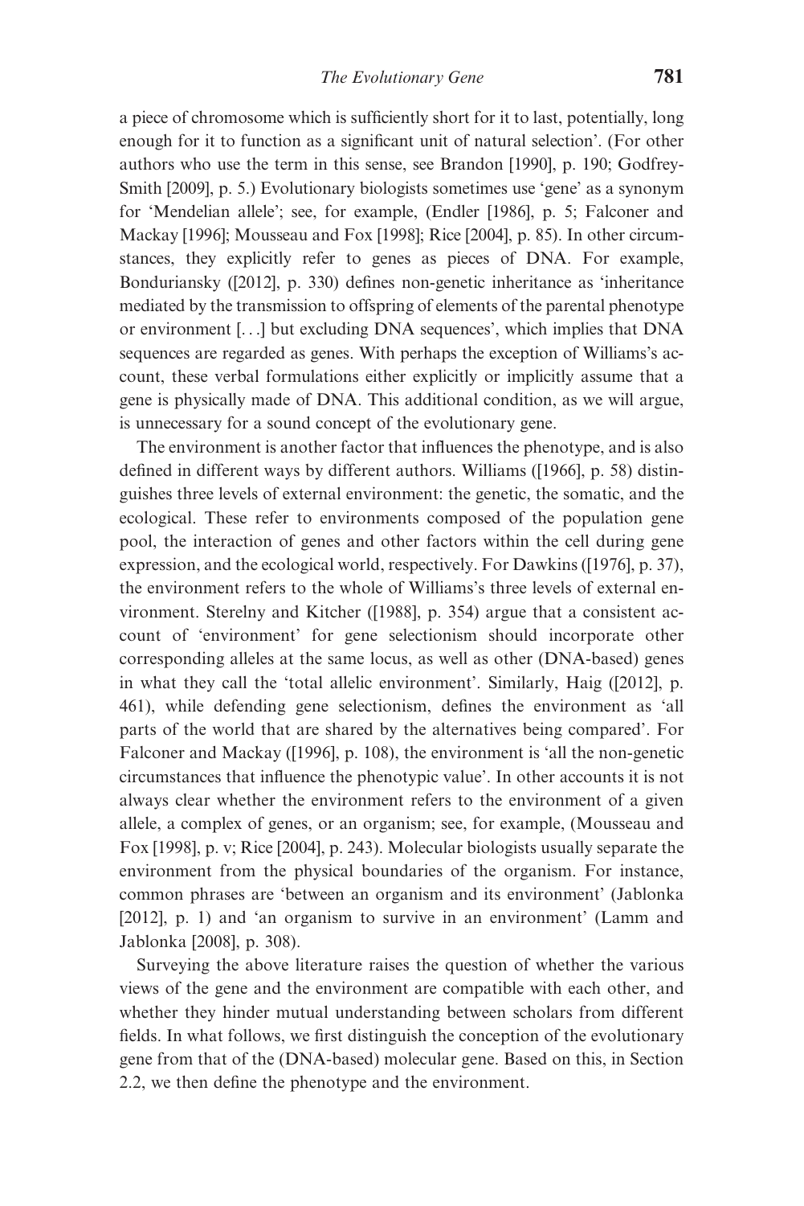a piece of chromosome which is sufficiently short for it to last, potentially, long enough for it to function as a significant unit of natural selection'. (For other authors who use the term in this sense, see Brandon [1990], p. 190; Godfrey-Smith [2009], p. 5.) Evolutionary biologists sometimes use 'gene' as a synonym for 'Mendelian allele'; see, for example, (Endler [1986], p. 5; Falconer and Mackay [1996]; Mousseau and Fox [1998]; Rice [2004], p. 85). In other circumstances, they explicitly refer to genes as pieces of DNA. For example, Bonduriansky ([2012], p. 330) defines non-genetic inheritance as 'inheritance mediated by the transmission to offspring of elements of the parental phenotype or environment [...] but excluding DNA sequences', which implies that DNA sequences are regarded as genes. With perhaps the exception of Williams's account, these verbal formulations either explicitly or implicitly assume that a gene is physically made of DNA. This additional condition, as we will argue, is unnecessary for a sound concept of the evolutionary gene.

The environment is another factor that influences the phenotype, and is also defined in different ways by different authors. Williams ([1966], p. 58) distinguishes three levels of external environment: the genetic, the somatic, and the ecological. These refer to environments composed of the population gene pool, the interaction of genes and other factors within the cell during gene expression, and the ecological world, respectively. For Dawkins ([1976], p. 37), the environment refers to the whole of Williams's three levels of external environment. Sterelny and Kitcher ([1988], p. 354) argue that a consistent account of 'environment' for gene selectionism should incorporate other corresponding alleles at the same locus, as well as other (DNA-based) genes in what they call the 'total allelic environment'. Similarly, Haig ([2012], p. 461), while defending gene selectionism, defines the environment as 'all parts of the world that are shared by the alternatives being compared'. For Falconer and Mackay ([1996], p. 108), the environment is 'all the non-genetic circumstances that influence the phenotypic value'. In other accounts it is not always clear whether the environment refers to the environment of a given allele, a complex of genes, or an organism; see, for example, (Mousseau and Fox [1998], p. v; Rice [2004], p. 243). Molecular biologists usually separate the environment from the physical boundaries of the organism. For instance, common phrases are 'between an organism and its environment' (Jablonka [2012], p. 1) and 'an organism to survive in an environment' (Lamm and Jablonka [2008], p. 308).

Surveying the above literature raises the question of whether the various views of the gene and the environment are compatible with each other, and whether they hinder mutual understanding between scholars from different fields. In what follows, we first distinguish the conception of the evolutionary gene from that of the (DNA-based) molecular gene. Based on this, in Section 2.2, we then define the phenotype and the environment.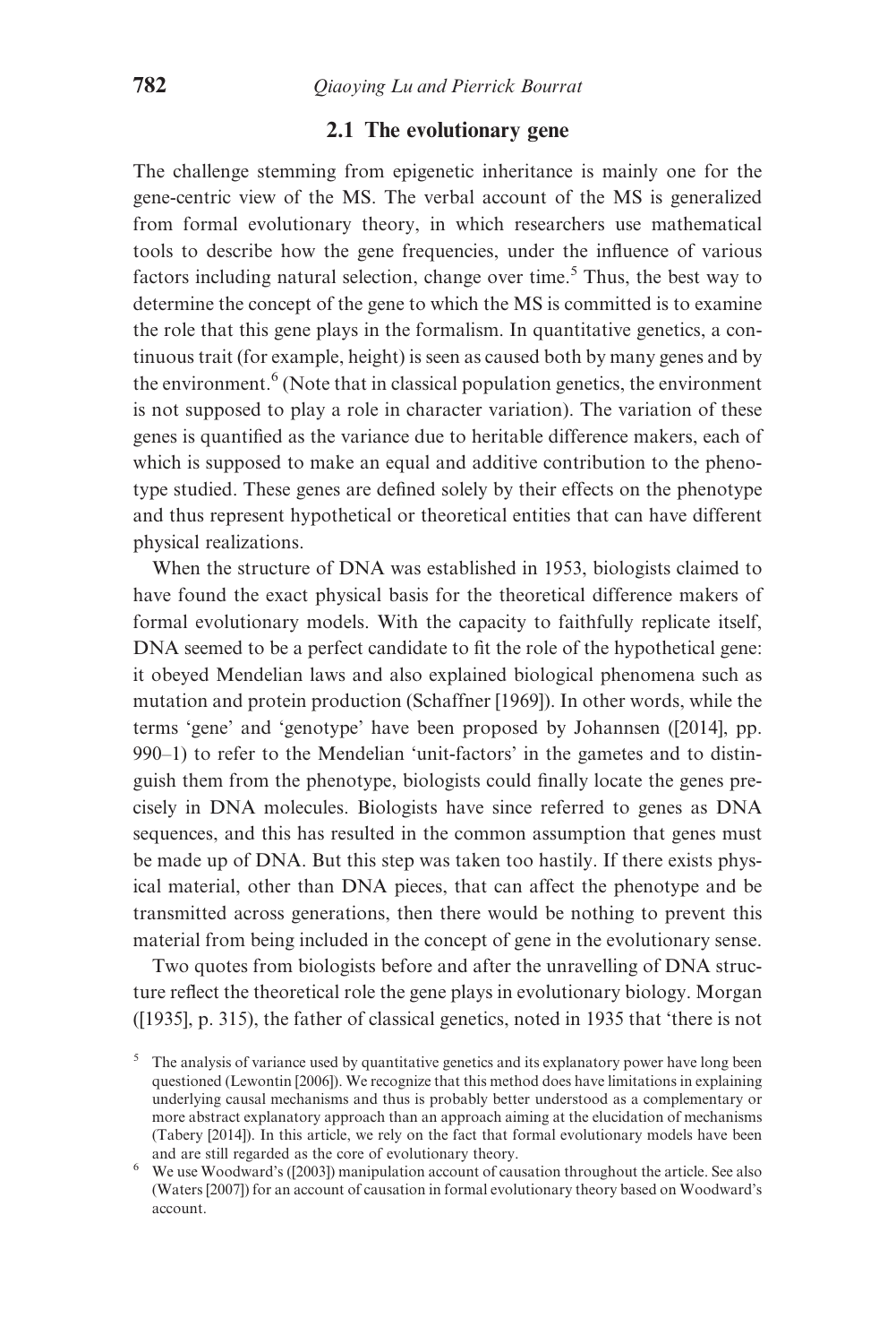### 2.1 The evolutionary gene

The challenge stemming from epigenetic inheritance is mainly one for the gene-centric view of the MS. The verbal account of the MS is generalized from formal evolutionary theory, in which researchers use mathematical tools to describe how the gene frequencies, under the influence of various factors including natural selection, change over time.[5] Thus, the best way to determine the concept of the gene to which the MS is committed is to examine the role that this gene plays in the formalism. In quantitative genetics, a continuous trait (for example, height) is seen as caused both by many genes and by the environment.[6] (Note that in classical population genetics, the environment is not supposed to play a role in character variation). The variation of these genes is quantified as the variance due to heritable difference makers, each of which is supposed to make an equal and additive contribution to the phenotype studied. These genes are defined solely by their effects on the phenotype and thus represent hypothetical or theoretical entities that can have different physical realizations.

When the structure of DNA was established in 1953, biologists claimed to have found the exact physical basis for the theoretical difference makers of formal evolutionary models. With the capacity to faithfully replicate itself, DNA seemed to be a perfect candidate to fit the role of the hypothetical gene: it obeyed Mendelian laws and also explained biological phenomena such as mutation and protein production (Schaffner [1969]). In other words, while the terms 'gene' and 'genotype' have been proposed by Johannsen ([2014], pp. 990–1) to refer to the Mendelian 'unit-factors' in the gametes and to distinguish them from the phenotype, biologists could finally locate the genes precisely in DNA molecules. Biologists have since referred to genes as DNA sequences, and this has resulted in the common assumption that genes must be made up of DNA. But this step was taken too hastily. If there exists physical material, other than DNA pieces, that can affect the phenotype and be transmitted across generations, then there would be nothing to prevent this material from being included in the concept of gene in the evolutionary sense.

Two quotes from biologists before and after the unravelling of DNA structure reflect the theoretical role the gene plays in evolutionary biology. Morgan ([1935], p. 315), the father of classical genetics, noted in 1935 that 'there is not

---

[5] The analysis of variance used by quantitative genetics and its explanatory power have long been questioned (Lewontin [2006]). We recognize that this method does have limitations in explaining underlying causal mechanisms and thus is probably better understood as a complementary or more abstract explanatory approach than an approach aiming at the elucidation of mechanisms (Tabery [2014]). In this article, we rely on the fact that formal evolutionary models have been and are still regarded as the core of evolutionary theory.

[6] We use Woodward's ([2003]) manipulation account of causation throughout the article. See also (Waters [2007]) for an account of causation in formal evolutionary theory based on Woodward's account.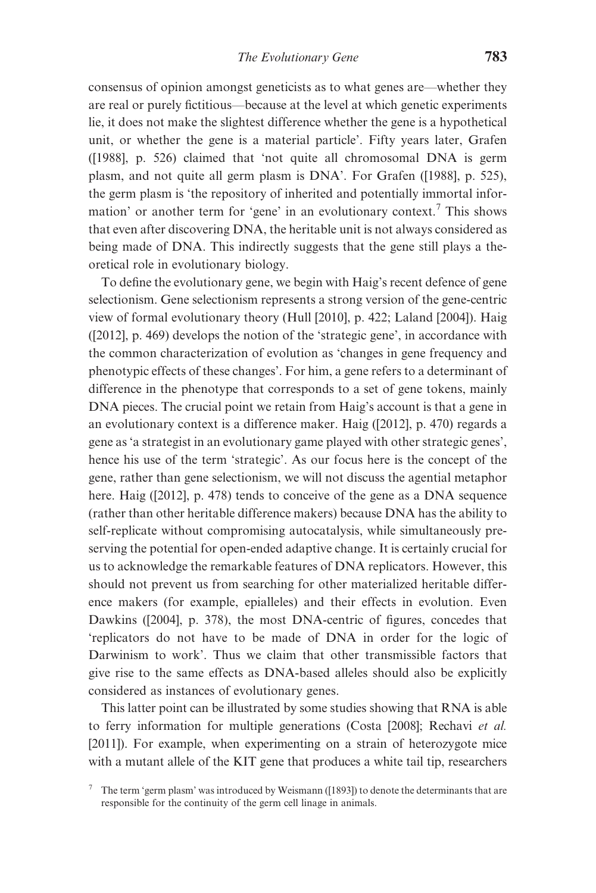consensus of opinion amongst geneticists as to what genes are—whether they are real or purely fictitious—because at the level at which genetic experiments lie, it does not make the slightest difference whether the gene is a hypothetical unit, or whether the gene is a material particle'. Fifty years later, Grafen ([1988], p. 526) claimed that 'not quite all chromosomal DNA is germ plasm, and not quite all germ plasm is DNA'. For Grafen ([1988], p. 525), the germ plasm is 'the repository of inherited and potentially immortal information' or another term for 'gene' in an evolutionary context.[7] This shows that even after discovering DNA, the heritable unit is not always considered as being made of DNA. This indirectly suggests that the gene still plays a theoretical role in evolutionary biology.

To define the evolutionary gene, we begin with Haig's recent defence of gene selectionism. Gene selectionism represents a strong version of the gene-centric view of formal evolutionary theory (Hull [2010], p. 422; Laland [2004]). Haig ([2012], p. 469) develops the notion of the 'strategic gene', in accordance with the common characterization of evolution as 'changes in gene frequency and phenotypic effects of these changes'. For him, a gene refers to a determinant of difference in the phenotype that corresponds to a set of gene tokens, mainly DNA pieces. The crucial point we retain from Haig's account is that a gene in an evolutionary context is a difference maker. Haig ([2012], p. 470) regards a gene as 'a strategist in an evolutionary game played with other strategic genes', hence his use of the term 'strategic'. As our focus here is the concept of the gene, rather than gene selectionism, we will not discuss the agential metaphor here. Haig ([2012], p. 478) tends to conceive of the gene as a DNA sequence (rather than other heritable difference makers) because DNA has the ability to self-replicate without compromising autocatalysis, while simultaneously preserving the potential for open-ended adaptive change. It is certainly crucial for us to acknowledge the remarkable features of DNA replicators. However, this should not prevent us from searching for other materialized heritable difference makers (for example, epialleles) and their effects in evolution. Even Dawkins ([2004], p. 378), the most DNA-centric of figures, concedes that 'replicators do not have to be made of DNA in order for the logic of Darwinism to work'. Thus we claim that other transmissible factors that give rise to the same effects as DNA-based alleles should also be explicitly considered as instances of evolutionary genes.

This latter point can be illustrated by some studies showing that RNA is able to ferry information for multiple generations (Costa [2008]; Rechavi *et al.* [2011]). For example, when experimenting on a strain of heterozygote mice with a mutant allele of the KIT gene that produces a white tail tip, researchers

[7] The term 'germ plasm' was introduced by Weismann ([1893]) to denote the determinants that are responsible for the continuity of the germ cell linage in animals.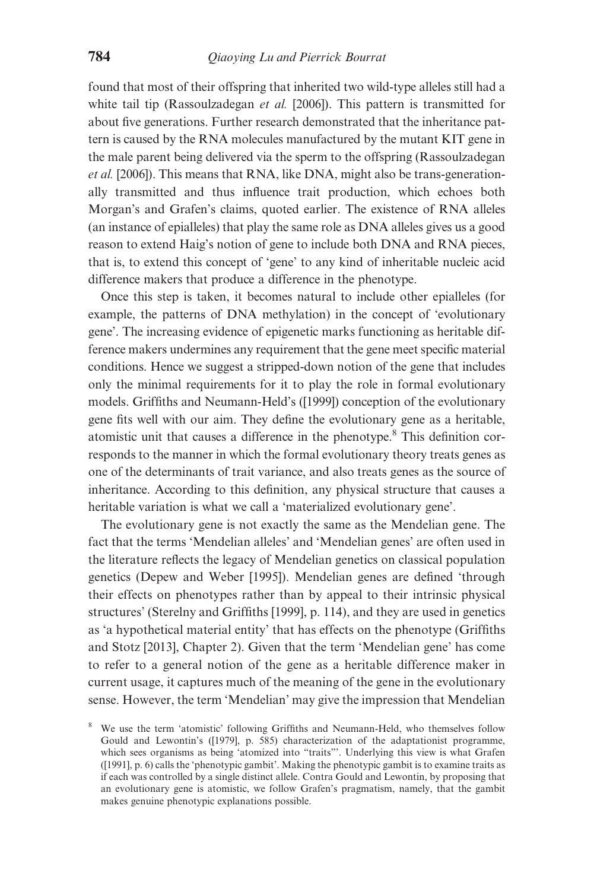found that most of their offspring that inherited two wild-type alleles still had a white tail tip (Rassoulzadegan *et al.* [2006]). This pattern is transmitted for about five generations. Further research demonstrated that the inheritance pattern is caused by the RNA molecules manufactured by the mutant KIT gene in the male parent being delivered via the sperm to the offspring (Rassoulzadegan *et al.* [2006]). This means that RNA, like DNA, might also be trans-generationally transmitted and thus influence trait production, which echoes both Morgan's and Grafen's claims, quoted earlier. The existence of RNA alleles (an instance of epialleles) that play the same role as DNA alleles gives us a good reason to extend Haig's notion of gene to include both DNA and RNA pieces, that is, to extend this concept of 'gene' to any kind of inheritable nucleic acid difference makers that produce a difference in the phenotype.

Once this step is taken, it becomes natural to include other epialleles (for example, the patterns of DNA methylation) in the concept of 'evolutionary gene'. The increasing evidence of epigenetic marks functioning as heritable difference makers undermines any requirement that the gene meet specific material conditions. Hence we suggest a stripped-down notion of the gene that includes only the minimal requirements for it to play the role in formal evolutionary models. Griffiths and Neumann-Held's ([1999]) conception of the evolutionary gene fits well with our aim. They define the evolutionary gene as a heritable, atomistic unit that causes a difference in the phenotype.[8] This definition corresponds to the manner in which the formal evolutionary theory treats genes as one of the determinants of trait variance, and also treats genes as the source of inheritance. According to this definition, any physical structure that causes a heritable variation is what we call a 'materialized evolutionary gene'.

The evolutionary gene is not exactly the same as the Mendelian gene. The fact that the terms 'Mendelian alleles' and 'Mendelian genes' are often used in the literature reflects the legacy of Mendelian genetics on classical population genetics (Depew and Weber [1995]). Mendelian genes are defined 'through their effects on phenotypes rather than by appeal to their intrinsic physical structures' (Sterelny and Griffiths [1999], p. 114), and they are used in genetics as 'a hypothetical material entity' that has effects on the phenotype (Griffiths and Stotz [2013], Chapter 2). Given that the term 'Mendelian gene' has come to refer to a general notion of the gene as a heritable difference maker in current usage, it captures much of the meaning of the gene in the evolutionary sense. However, the term 'Mendelian' may give the impression that Mendelian

[8] We use the term 'atomistic' following Griffiths and Neumann-Held, who themselves follow Gould and Lewontin's ([1979], p. 585) characterization of the adaptationist programme, which sees organisms as being 'atomized into "traits"'. Underlying this view is what Grafen ([1991], p. 6) calls the 'phenotypic gambit'. Making the phenotypic gambit is to examine traits as if each was controlled by a single distinct allele. Contra Gould and Lewontin, by proposing that an evolutionary gene is atomistic, we follow Grafen's pragmatism, namely, that the gambit makes genuine phenotypic explanations possible.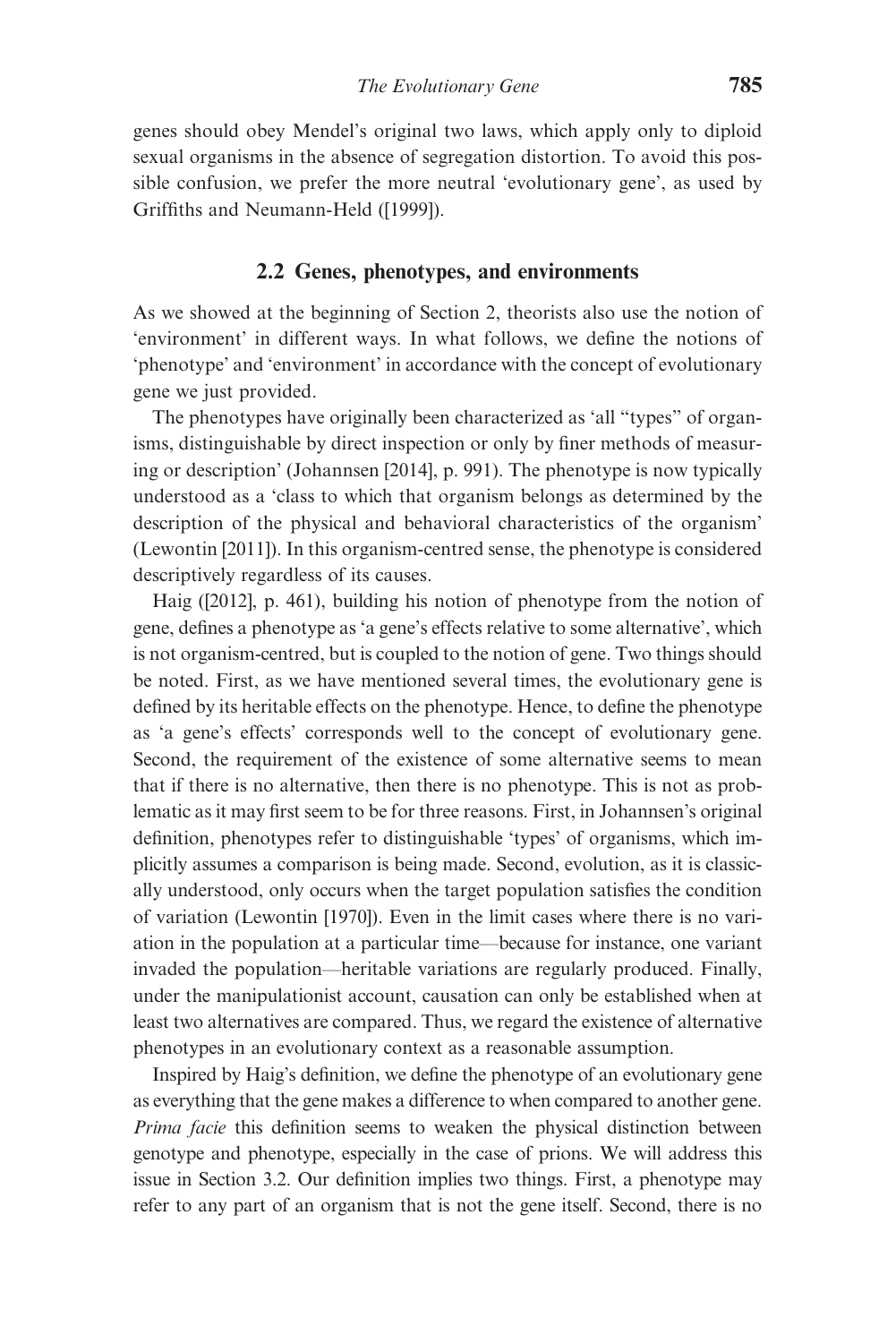genes should obey Mendel's original two laws, which apply only to diploid sexual organisms in the absence of segregation distortion. To avoid this possible confusion, we prefer the more neutral 'evolutionary gene', as used by Griffiths and Neumann-Held ([1999]).

### 2.2 Genes, phenotypes, and environments

As we showed at the beginning of Section 2, theorists also use the notion of 'environment' in different ways. In what follows, we define the notions of 'phenotype' and 'environment' in accordance with the concept of evolutionary gene we just provided.

The phenotypes have originally been characterized as 'all "types" of organisms, distinguishable by direct inspection or only by finer methods of measuring or description' (Johannsen [2014], p. 991). The phenotype is now typically understood as a 'class to which that organism belongs as determined by the description of the physical and behavioral characteristics of the organism' (Lewontin [2011]). In this organism-centred sense, the phenotype is considered descriptively regardless of its causes.

Haig ([2012], p. 461), building his notion of phenotype from the notion of gene, defines a phenotype as 'a gene's effects relative to some alternative', which is not organism-centred, but is coupled to the notion of gene. Two things should be noted. First, as we have mentioned several times, the evolutionary gene is defined by its heritable effects on the phenotype. Hence, to define the phenotype as 'a gene's effects' corresponds well to the concept of evolutionary gene. Second, the requirement of the existence of some alternative seems to mean that if there is no alternative, then there is no phenotype. This is not as problematic as it may first seem to be for three reasons. First, in Johannsen's original definition, phenotypes refer to distinguishable 'types' of organisms, which implicitly assumes a comparison is being made. Second, evolution, as it is classically understood, only occurs when the target population satisfies the condition of variation (Lewontin [1970]). Even in the limit cases where there is no variation in the population at a particular time—because for instance, one variant invaded the population—heritable variations are regularly produced. Finally, under the manipulationist account, causation can only be established when at least two alternatives are compared. Thus, we regard the existence of alternative phenotypes in an evolutionary context as a reasonable assumption.

Inspired by Haig's definition, we define the phenotype of an evolutionary gene as everything that the gene makes a difference to when compared to another gene. *Prima facie* this definition seems to weaken the physical distinction between genotype and phenotype, especially in the case of prions. We will address this issue in Section 3.2. Our definition implies two things. First, a phenotype may refer to any part of an organism that is not the gene itself. Second, there is no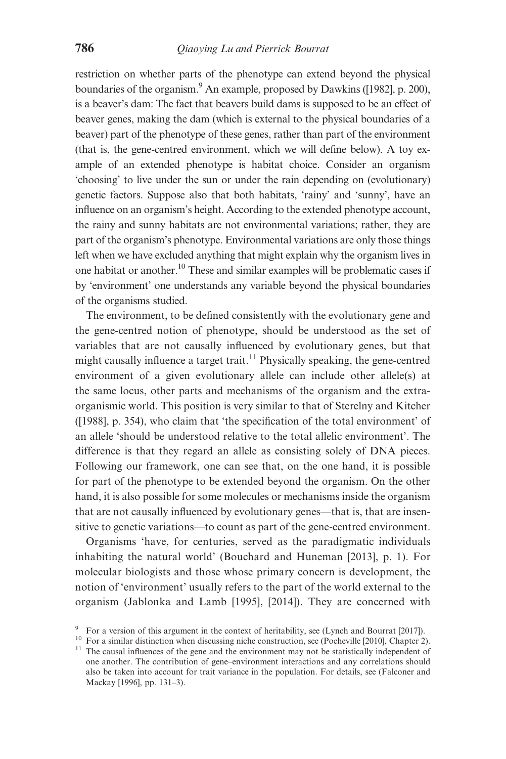restriction on whether parts of the phenotype can extend beyond the physical boundaries of the organism.[9] An example, proposed by Dawkins ([1982], p. 200), is a beaver's dam: The fact that beavers build dams is supposed to be an effect of beaver genes, making the dam (which is external to the physical boundaries of a beaver) part of the phenotype of these genes, rather than part of the environment (that is, the gene-centred environment, which we will define below). A toy example of an extended phenotype is habitat choice. Consider an organism 'choosing' to live under the sun or under the rain depending on (evolutionary) genetic factors. Suppose also that both habitats, 'rainy' and 'sunny', have an influence on an organism's height. According to the extended phenotype account, the rainy and sunny habitats are not environmental variations; rather, they are part of the organism's phenotype. Environmental variations are only those things left when we have excluded anything that might explain why the organism lives in one habitat or another.[10] These and similar examples will be problematic cases if by 'environment' one understands any variable beyond the physical boundaries of the organisms studied.

The environment, to be defined consistently with the evolutionary gene and the gene-centred notion of phenotype, should be understood as the set of variables that are not causally influenced by evolutionary genes, but that might causally influence a target trait.[11] Physically speaking, the gene-centred environment of a given evolutionary allele can include other allele(s) at the same locus, other parts and mechanisms of the organism and the extra-organismic world. This position is very similar to that of Sterelny and Kitcher ([1988], p. 354), who claim that 'the specification of the total environment' of an allele 'should be understood relative to the total allelic environment'. The difference is that they regard an allele as consisting solely of DNA pieces. Following our framework, one can see that, on the one hand, it is possible for part of the phenotype to be extended beyond the organism. On the other hand, it is also possible for some molecules or mechanisms inside the organism that are not causally influenced by evolutionary genes—that is, that are insensitive to genetic variations—to count as part of the gene-centred environment.

Organisms 'have, for centuries, served as the paradigmatic individuals inhabiting the natural world' (Bouchard and Huneman [2013], p. 1). For molecular biologists and those whose primary concern is development, the notion of 'environment' usually refers to the part of the world external to the organism (Jablonka and Lamb [1995], [2014]). They are concerned with

[9] For a version of this argument in the context of heritability, see (Lynch and Bourrat [2017]).

[10] For a similar distinction when discussing niche construction, see (Pocheville [2010], Chapter 2).

[11] The causal influences of the gene and the environment may not be statistically independent of one another. The contribution of gene–environment interactions and any correlations should also be taken into account for trait variance in the population. For details, see (Falconer and Mackay [1996], pp. 131–3).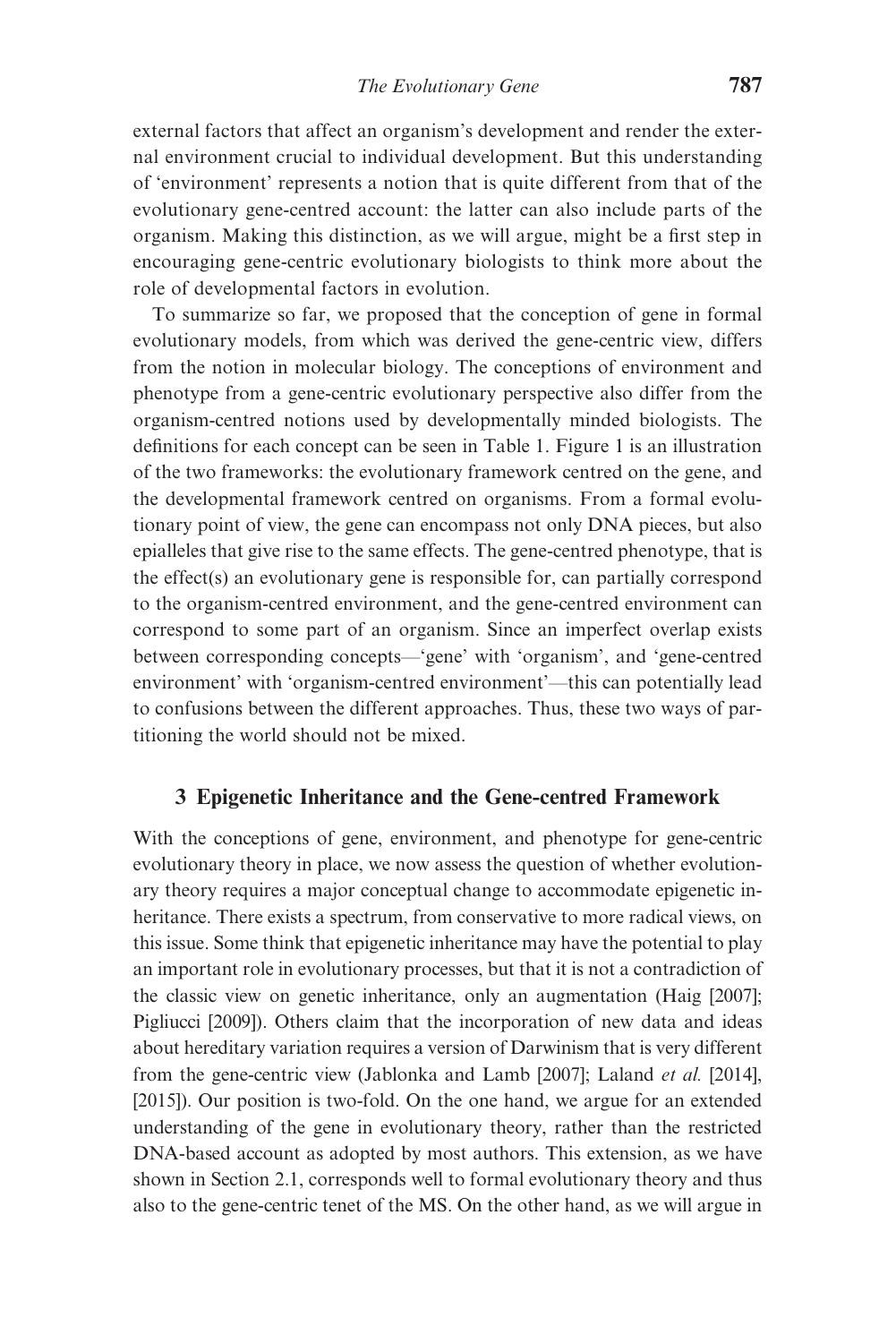external factors that affect an organism's development and render the external environment crucial to individual development. But this understanding of 'environment' represents a notion that is quite different from that of the evolutionary gene-centred account: the latter can also include parts of the organism. Making this distinction, as we will argue, might be a first step in encouraging gene-centric evolutionary biologists to think more about the role of developmental factors in evolution.

To summarize so far, we proposed that the conception of gene in formal evolutionary models, from which was derived the gene-centric view, differs from the notion in molecular biology. The conceptions of environment and phenotype from a gene-centric evolutionary perspective also differ from the organism-centred notions used by developmentally minded biologists. The definitions for each concept can be seen in Table 1. Figure 1 is an illustration of the two frameworks: the evolutionary framework centred on the gene, and the developmental framework centred on organisms. From a formal evolutionary point of view, the gene can encompass not only DNA pieces, but also epialleles that give rise to the same effects. The gene-centred phenotype, that is the effect(s) an evolutionary gene is responsible for, can partially correspond to the organism-centred environment, and the gene-centred environment can correspond to some part of an organism. Since an imperfect overlap exists between corresponding concepts—'gene' with 'organism', and 'gene-centred environment' with 'organism-centred environment'—this can potentially lead to confusions between the different approaches. Thus, these two ways of partitioning the world should not be mixed.

## 3 Epigenetic Inheritance and the Gene-centred Framework

With the conceptions of gene, environment, and phenotype for gene-centric evolutionary theory in place, we now assess the question of whether evolutionary theory requires a major conceptual change to accommodate epigenetic inheritance. There exists a spectrum, from conservative to more radical views, on this issue. Some think that epigenetic inheritance may have the potential to play an important role in evolutionary processes, but that it is not a contradiction of the classic view on genetic inheritance, only an augmentation (Haig [2007]; Pigliucci [2009]). Others claim that the incorporation of new data and ideas about hereditary variation requires a version of Darwinism that is very different from the gene-centric view (Jablonka and Lamb [2007]; Laland *et al.* [2014], [2015]). Our position is two-fold. On the one hand, we argue for an extended understanding of the gene in evolutionary theory, rather than the restricted DNA-based account as adopted by most authors. This extension, as we have shown in Section 2.1, corresponds well to formal evolutionary theory and thus also to the gene-centric tenet of the MS. On the other hand, as we will argue in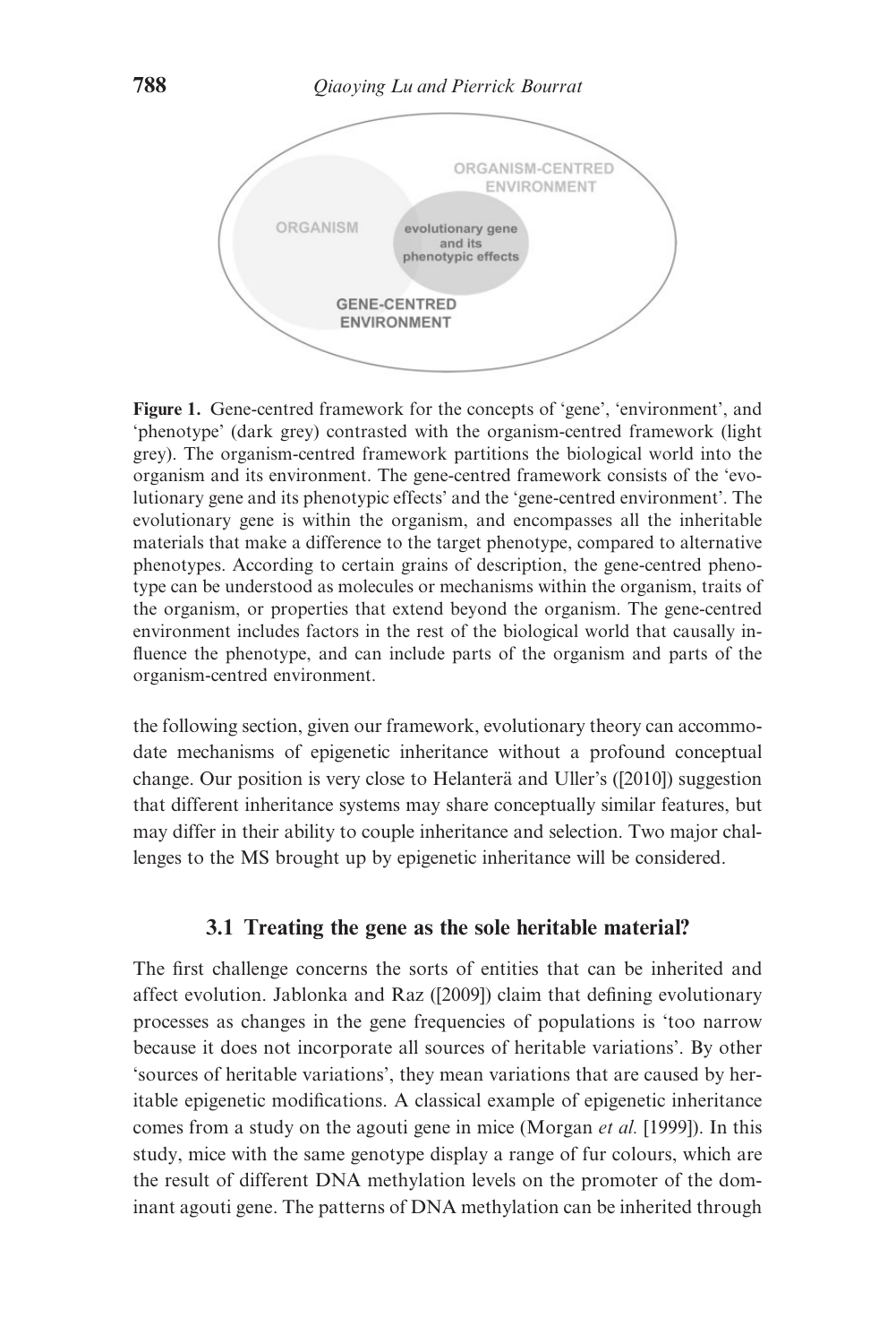ORGANISM-CENTRED ENVIRONMENT

ORGANISM

evolutionary gene and its phenotypic effects

GENE-CENTRED ENVIRONMENT

**Figure 1.** Gene-centred framework for the concepts of 'gene', 'environment', and 'phenotype' (dark grey) contrasted with the organism-centred framework (light grey). The organism-centred framework partitions the biological world into the organism and its environment. The gene-centred framework consists of the 'evolutionary gene and its phenotypic effects' and the 'gene-centred environment'. The evolutionary gene is within the organism, and encompasses all the inheritable materials that make a difference to the target phenotype, compared to alternative phenotypes. According to certain grains of description, the gene-centred phenotype can be understood as molecules or mechanisms within the organism, traits of the organism, or properties that extend beyond the organism. The gene-centred environment includes factors in the rest of the biological world that causally influence the phenotype, and can include parts of the organism and parts of the organism-centred environment.

the following section, given our framework, evolutionary theory can accommodate mechanisms of epigenetic inheritance without a profound conceptual change. Our position is very close to Helanterä and Uller's ([2010]) suggestion that different inheritance systems may share conceptually similar features, but may differ in their ability to couple inheritance and selection. Two major challenges to the MS brought up by epigenetic inheritance will be considered.

### 3.1 Treating the gene as the sole heritable material?

The first challenge concerns the sorts of entities that can be inherited and affect evolution. Jablonka and Raz ([2009]) claim that defining evolutionary processes as changes in the gene frequencies of populations is 'too narrow because it does not incorporate all sources of heritable variations'. By other 'sources of heritable variations', they mean variations that are caused by heritable epigenetic modifications. A classical example of epigenetic inheritance comes from a study on the agouti gene in mice (Morgan *et al.* [1999]). In this study, mice with the same genotype display a range of fur colours, which are the result of different DNA methylation levels on the promoter of the dominant agouti gene. The patterns of DNA methylation can be inherited through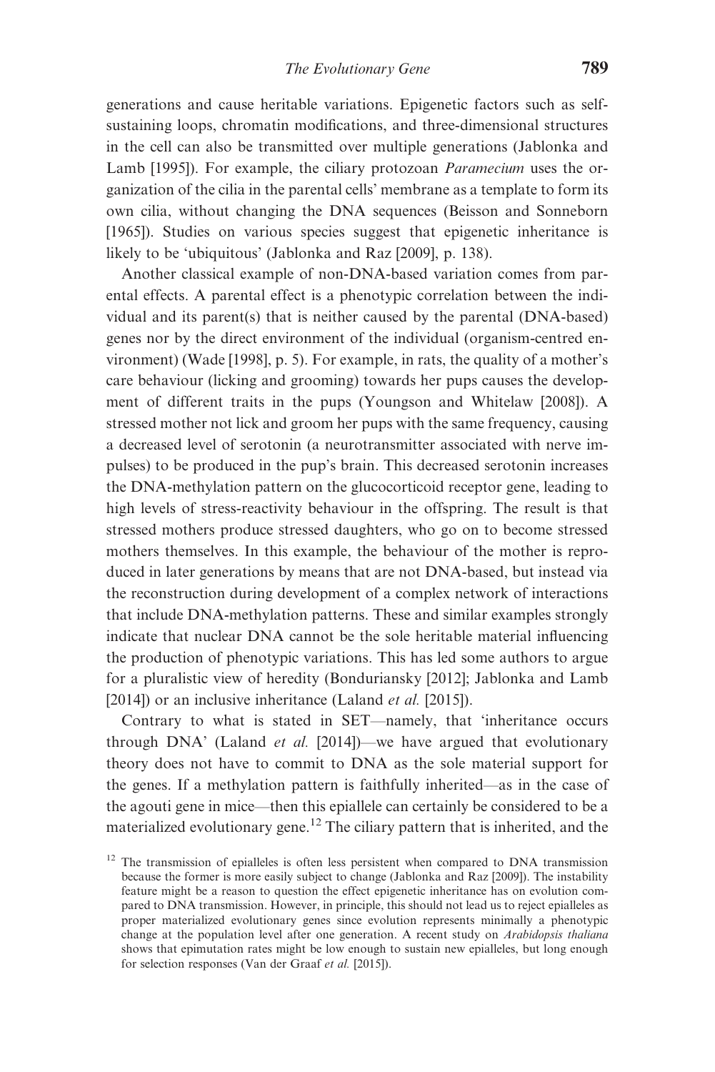generations and cause heritable variations. Epigenetic factors such as self-sustaining loops, chromatin modifications, and three-dimensional structures in the cell can also be transmitted over multiple generations (Jablonka and Lamb [1995]). For example, the ciliary protozoan *Paramecium* uses the organization of the cilia in the parental cells' membrane as a template to form its own cilia, without changing the DNA sequences (Beisson and Sonneborn [1965]). Studies on various species suggest that epigenetic inheritance is likely to be 'ubiquitous' (Jablonka and Raz [2009], p. 138).

Another classical example of non-DNA-based variation comes from parental effects. A parental effect is a phenotypic correlation between the individual and its parent(s) that is neither caused by the parental (DNA-based) genes nor by the direct environment of the individual (organism-centred environment) (Wade [1998], p. 5). For example, in rats, the quality of a mother's care behaviour (licking and grooming) towards her pups causes the development of different traits in the pups (Youngson and Whitelaw [2008]). A stressed mother not lick and groom her pups with the same frequency, causing a decreased level of serotonin (a neurotransmitter associated with nerve impulses) to be produced in the pup's brain. This decreased serotonin increases the DNA-methylation pattern on the glucocorticoid receptor gene, leading to high levels of stress-reactivity behaviour in the offspring. The result is that stressed mothers produce stressed daughters, who go on to become stressed mothers themselves. In this example, the behaviour of the mother is reproduced in later generations by means that are not DNA-based, but instead via the reconstruction during development of a complex network of interactions that include DNA-methylation patterns. These and similar examples strongly indicate that nuclear DNA cannot be the sole heritable material influencing the production of phenotypic variations. This has led some authors to argue for a pluralistic view of heredity (Bonduriansky [2012]; Jablonka and Lamb [2014]) or an inclusive inheritance (Laland *et al.* [2015]).

Contrary to what is stated in SET—namely, that 'inheritance occurs through DNA' (Laland *et al.* [2014])—we have argued that evolutionary theory does not have to commit to DNA as the sole material support for the genes. If a methylation pattern is faithfully inherited—as in the case of the agouti gene in mice—then this epiallele can certainly be considered to be a materialized evolutionary gene.[12] The ciliary pattern that is inherited, and the

[12] The transmission of epialleles is often less persistent when compared to DNA transmission because the former is more easily subject to change (Jablonka and Raz [2009]). The instability feature might be a reason to question the effect epigenetic inheritance has on evolution compared to DNA transmission. However, in principle, this should not lead us to reject epialleles as proper materialized evolutionary genes since evolution represents minimally a phenotypic change at the population level after one generation. A recent study on *Arabidopsis thaliana* shows that epimutation rates might be low enough to sustain new epialleles, but long enough for selection responses (Van der Graaf *et al.* [2015]).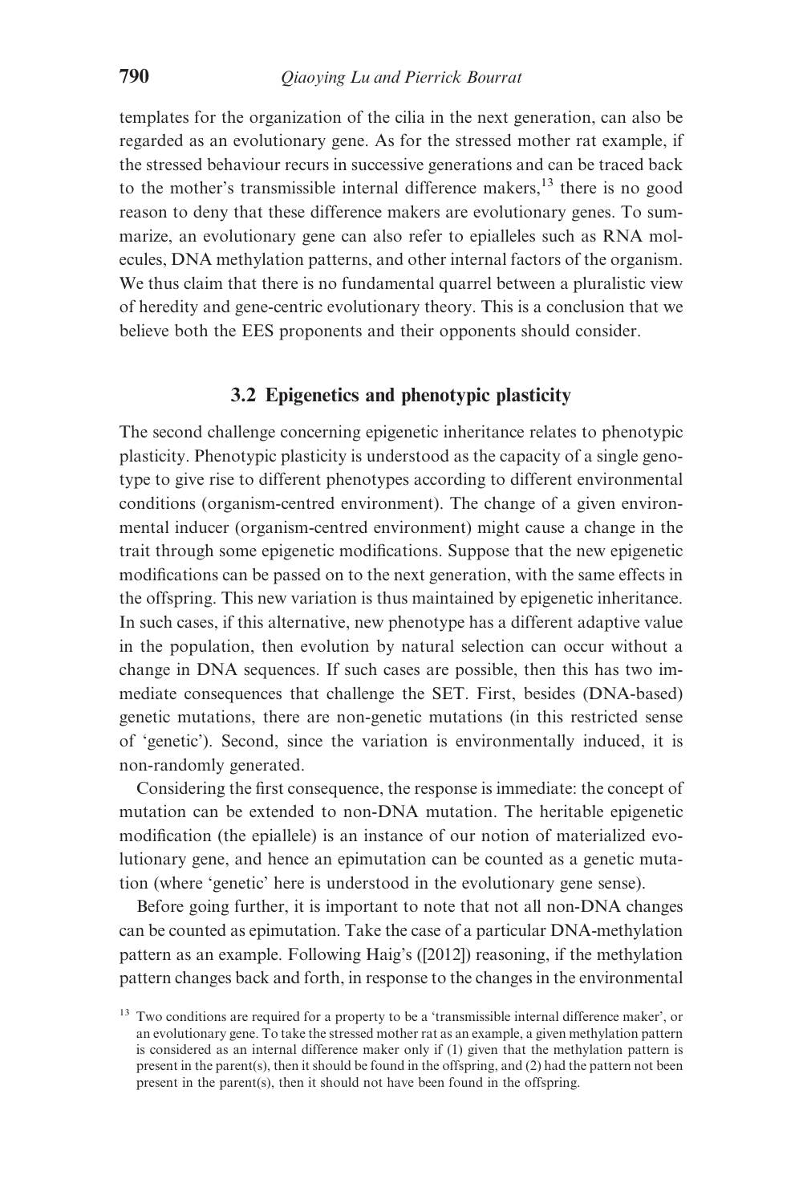templates for the organization of the cilia in the next generation, can also be regarded as an evolutionary gene. As for the stressed mother rat example, if the stressed behaviour recurs in successive generations and can be traced back to the mother's transmissible internal difference makers,[13] there is no good reason to deny that these difference makers are evolutionary genes. To summarize, an evolutionary gene can also refer to epialleles such as RNA molecules, DNA methylation patterns, and other internal factors of the organism. We thus claim that there is no fundamental quarrel between a pluralistic view of heredity and gene-centric evolutionary theory. This is a conclusion that we believe both the EES proponents and their opponents should consider.

### 3.2 Epigenetics and phenotypic plasticity

The second challenge concerning epigenetic inheritance relates to phenotypic plasticity. Phenotypic plasticity is understood as the capacity of a single genotype to give rise to different phenotypes according to different environmental conditions (organism-centred environment). The change of a given environmental inducer (organism-centred environment) might cause a change in the trait through some epigenetic modifications. Suppose that the new epigenetic modifications can be passed on to the next generation, with the same effects in the offspring. This new variation is thus maintained by epigenetic inheritance. In such cases, if this alternative, new phenotype has a different adaptive value in the population, then evolution by natural selection can occur without a change in DNA sequences. If such cases are possible, then this has two immediate consequences that challenge the SET. First, besides (DNA-based) genetic mutations, there are non-genetic mutations (in this restricted sense of 'genetic'). Second, since the variation is environmentally induced, it is non-randomly generated.

Considering the first consequence, the response is immediate: the concept of mutation can be extended to non-DNA mutation. The heritable epigenetic modification (the epiallele) is an instance of our notion of materialized evolutionary gene, and hence an epimutation can be counted as a genetic mutation (where 'genetic' here is understood in the evolutionary gene sense).

Before going further, it is important to note that not all non-DNA changes can be counted as epimutation. Take the case of a particular DNA-methylation pattern as an example. Following Haig's ([2012]) reasoning, if the methylation pattern changes back and forth, in response to the changes in the environmental

[13] Two conditions are required for a property to be a 'transmissible internal difference maker', or an evolutionary gene. To take the stressed mother rat as an example, a given methylation pattern is considered as an internal difference maker only if (1) given that the methylation pattern is present in the parent(s), then it should be found in the offspring, and (2) had the pattern not been present in the parent(s), then it should not have been found in the offspring.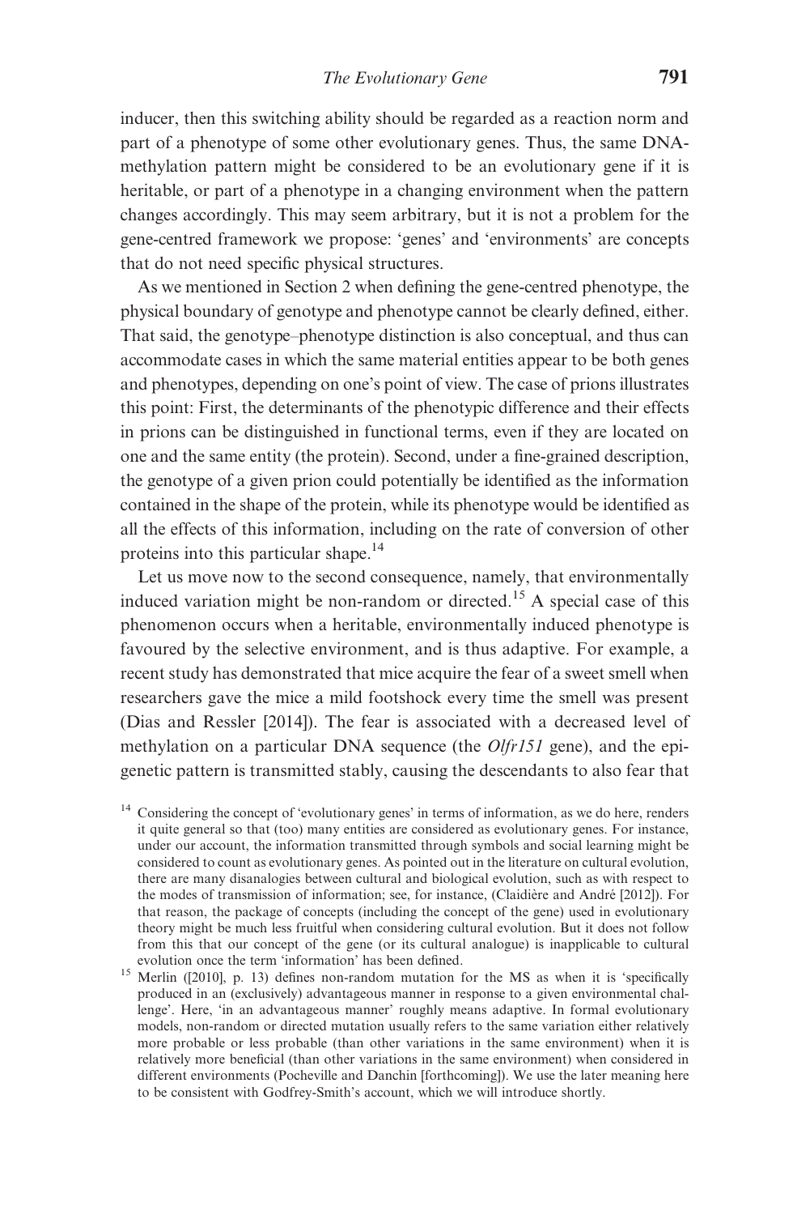inducer, then this switching ability should be regarded as a reaction norm and part of a phenotype of some other evolutionary genes. Thus, the same DNA-methylation pattern might be considered to be an evolutionary gene if it is heritable, or part of a phenotype in a changing environment when the pattern changes accordingly. This may seem arbitrary, but it is not a problem for the gene-centred framework we propose: 'genes' and 'environments' are concepts that do not need specific physical structures.

As we mentioned in Section 2 when defining the gene-centred phenotype, the physical boundary of genotype and phenotype cannot be clearly defined, either. That said, the genotype–phenotype distinction is also conceptual, and thus can accommodate cases in which the same material entities appear to be both genes and phenotypes, depending on one's point of view. The case of prions illustrates this point: First, the determinants of the phenotypic difference and their effects in prions can be distinguished in functional terms, even if they are located on one and the same entity (the protein). Second, under a fine-grained description, the genotype of a given prion could potentially be identified as the information contained in the shape of the protein, while its phenotype would be identified as all the effects of this information, including on the rate of conversion of other proteins into this particular shape.[14]

Let us move now to the second consequence, namely, that environmentally induced variation might be non-random or directed.[15] A special case of this phenomenon occurs when a heritable, environmentally induced phenotype is favoured by the selective environment, and is thus adaptive. For example, a recent study has demonstrated that mice acquire the fear of a sweet smell when researchers gave the mice a mild footshock every time the smell was present (Dias and Ressler [2014]). The fear is associated with a decreased level of methylation on a particular DNA sequence (the *Olfr151* gene), and the epigenetic pattern is transmitted stably, causing the descendants to also fear that

[14] Considering the concept of 'evolutionary genes' in terms of information, as we do here, renders it quite general so that (too) many entities are considered as evolutionary genes. For instance, under our account, the information transmitted through symbols and social learning might be considered to count as evolutionary genes. As pointed out in the literature on cultural evolution, there are many disanalogies between cultural and biological evolution, such as with respect to the modes of transmission of information; see, for instance, (Claidière and André [2012]). For that reason, the package of concepts (including the concept of the gene) used in evolutionary theory might be much less fruitful when considering cultural evolution. But it does not follow from this that our concept of the gene (or its cultural analogue) is inapplicable to cultural evolution once the term 'information' has been defined.

[15] Merlin ([2010], p. 13) defines non-random mutation for the MS as when it is 'specifically produced in an (exclusively) advantageous manner in response to a given environmental challenge'. Here, 'in an advantageous manner' roughly means adaptive. In formal evolutionary models, non-random or directed mutation usually refers to the same variation either relatively more probable or less probable (than other variations in the same environment) when it is relatively more beneficial (than other variations in the same environment) when considered in different environments (Pocheville and Danchin [forthcoming]). We use the later meaning here to be consistent with Godfrey-Smith's account, which we will introduce shortly.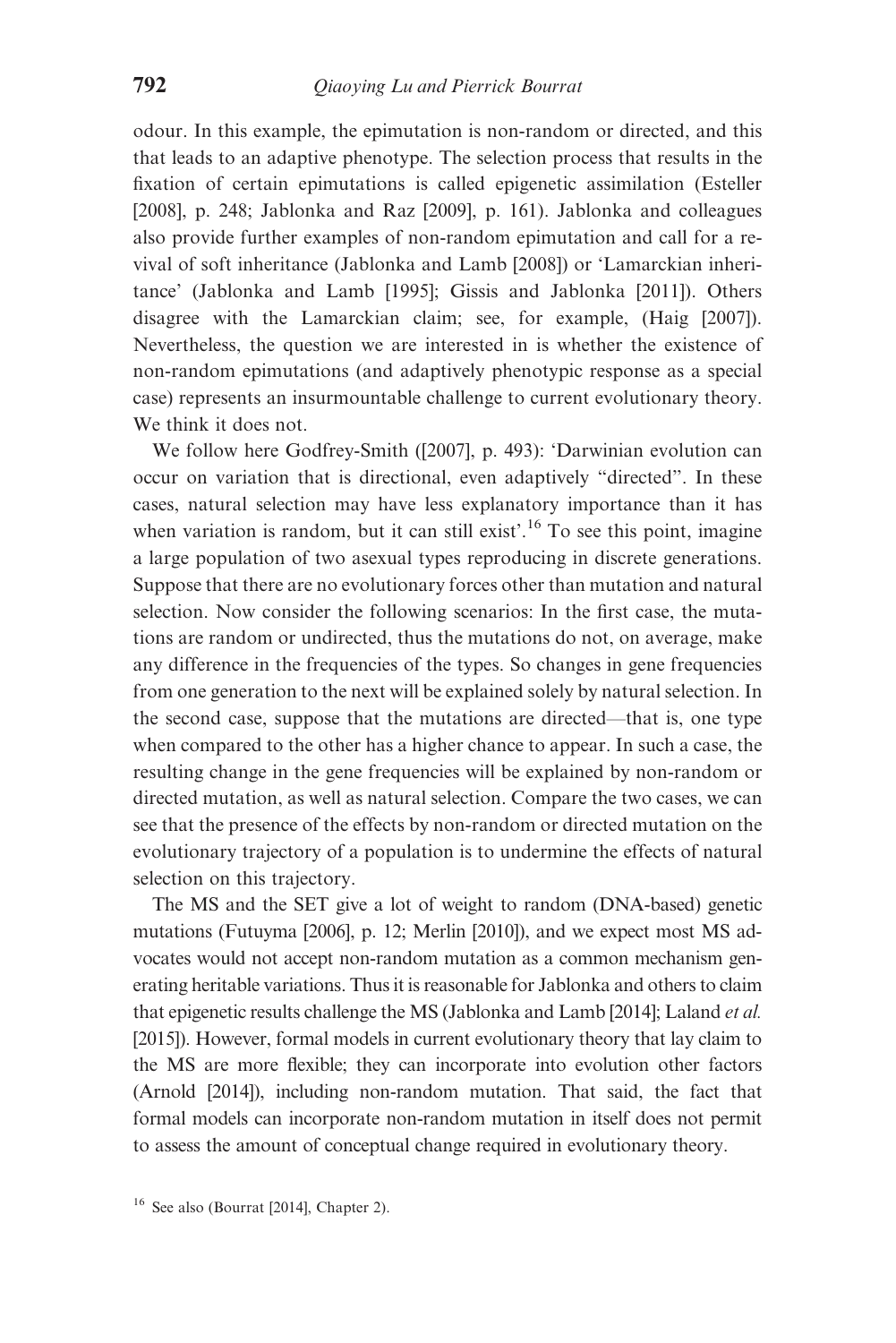odour. In this example, the epimutation is non-random or directed, and this that leads to an adaptive phenotype. The selection process that results in the fixation of certain epimutations is called epigenetic assimilation (Esteller [2008], p. 248; Jablonka and Raz [2009], p. 161). Jablonka and colleagues also provide further examples of non-random epimutation and call for a revival of soft inheritance (Jablonka and Lamb [2008]) or 'Lamarckian inheritance' (Jablonka and Lamb [1995]; Gissis and Jablonka [2011]). Others disagree with the Lamarckian claim; see, for example, (Haig [2007]). Nevertheless, the question we are interested in is whether the existence of non-random epimutations (and adaptively phenotypic response as a special case) represents an insurmountable challenge to current evolutionary theory. We think it does not.

We follow here Godfrey-Smith ([2007], p. 493): 'Darwinian evolution can occur on variation that is directional, even adaptively "directed". In these cases, natural selection may have less explanatory importance than it has when variation is random, but it can still exist'.[16] To see this point, imagine a large population of two asexual types reproducing in discrete generations. Suppose that there are no evolutionary forces other than mutation and natural selection. Now consider the following scenarios: In the first case, the mutations are random or undirected, thus the mutations do not, on average, make any difference in the frequencies of the types. So changes in gene frequencies from one generation to the next will be explained solely by natural selection. In the second case, suppose that the mutations are directed—that is, one type when compared to the other has a higher chance to appear. In such a case, the resulting change in the gene frequencies will be explained by non-random or directed mutation, as well as natural selection. Compare the two cases, we can see that the presence of the effects by non-random or directed mutation on the evolutionary trajectory of a population is to undermine the effects of natural selection on this trajectory.

The MS and the SET give a lot of weight to random (DNA-based) genetic mutations (Futuyma [2006], p. 12; Merlin [2010]), and we expect most MS advocates would not accept non-random mutation as a common mechanism generating heritable variations. Thus it is reasonable for Jablonka and others to claim that epigenetic results challenge the MS (Jablonka and Lamb [2014]; Laland *et al.* [2015]). However, formal models in current evolutionary theory that lay claim to the MS are more flexible; they can incorporate into evolution other factors (Arnold [2014]), including non-random mutation. That said, the fact that formal models can incorporate non-random mutation in itself does not permit to assess the amount of conceptual change required in evolutionary theory.

[16] See also (Bourrat [2014], Chapter 2).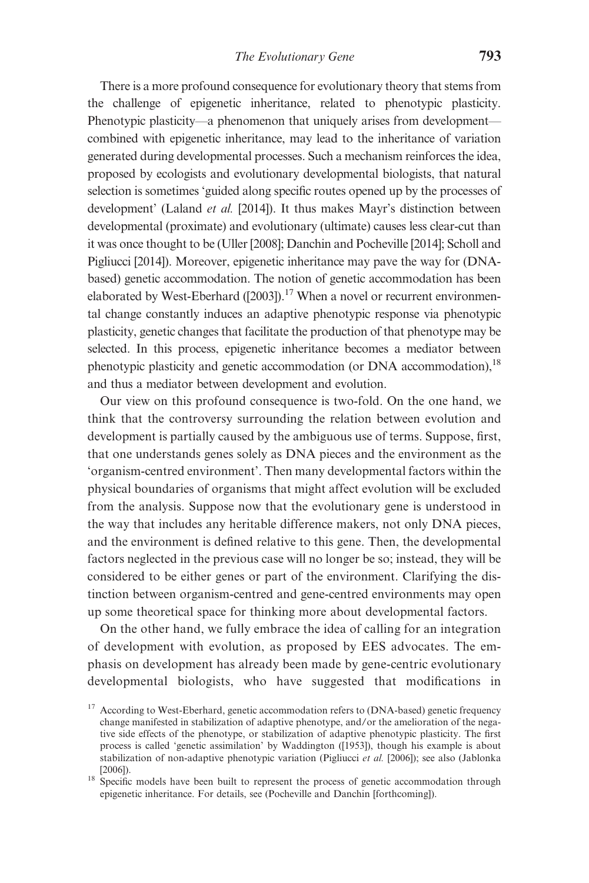There is a more profound consequence for evolutionary theory that stems from the challenge of epigenetic inheritance, related to phenotypic plasticity. Phenotypic plasticity—a phenomenon that uniquely arises from development—combined with epigenetic inheritance, may lead to the inheritance of variation generated during developmental processes. Such a mechanism reinforces the idea, proposed by ecologists and evolutionary developmental biologists, that natural selection is sometimes 'guided along specific routes opened up by the processes of development' (Laland *et al.* [2014]). It thus makes Mayr's distinction between developmental (proximate) and evolutionary (ultimate) causes less clear-cut than it was once thought to be (Uller [2008]; Danchin and Pocheville [2014]; Scholl and Pigliucci [2014]). Moreover, epigenetic inheritance may pave the way for (DNA-based) genetic accommodation. The notion of genetic accommodation has been elaborated by West-Eberhard ([2003]).[17] When a novel or recurrent environmental change constantly induces an adaptive phenotypic response via phenotypic plasticity, genetic changes that facilitate the production of that phenotype may be selected. In this process, epigenetic inheritance becomes a mediator between phenotypic plasticity and genetic accommodation (or DNA accommodation),[18] and thus a mediator between development and evolution.

Our view on this profound consequence is two-fold. On the one hand, we think that the controversy surrounding the relation between evolution and development is partially caused by the ambiguous use of terms. Suppose, first, that one understands genes solely as DNA pieces and the environment as the 'organism-centred environment'. Then many developmental factors within the physical boundaries of organisms that might affect evolution will be excluded from the analysis. Suppose now that the evolutionary gene is understood in the way that includes any heritable difference makers, not only DNA pieces, and the environment is defined relative to this gene. Then, the developmental factors neglected in the previous case will no longer be so; instead, they will be considered to be either genes or part of the environment. Clarifying the distinction between organism-centred and gene-centred environments may open up some theoretical space for thinking more about developmental factors.

On the other hand, we fully embrace the idea of calling for an integration of development with evolution, as proposed by EES advocates. The emphasis on development has already been made by gene-centric evolutionary developmental biologists, who have suggested that modifications in

[17] According to West-Eberhard, genetic accommodation refers to (DNA-based) genetic frequency change manifested in stabilization of adaptive phenotype, and/or the amelioration of the negative side effects of the phenotype, or stabilization of adaptive phenotypic plasticity. The first process is called 'genetic assimilation' by Waddington ([1953]), though his example is about stabilization of non-adaptive phenotypic variation (Pigliucci *et al.* [2006]); see also (Jablonka [2006]).

[18] Specific models have been built to represent the process of genetic accommodation through epigenetic inheritance. For details, see (Pocheville and Danchin [forthcoming]).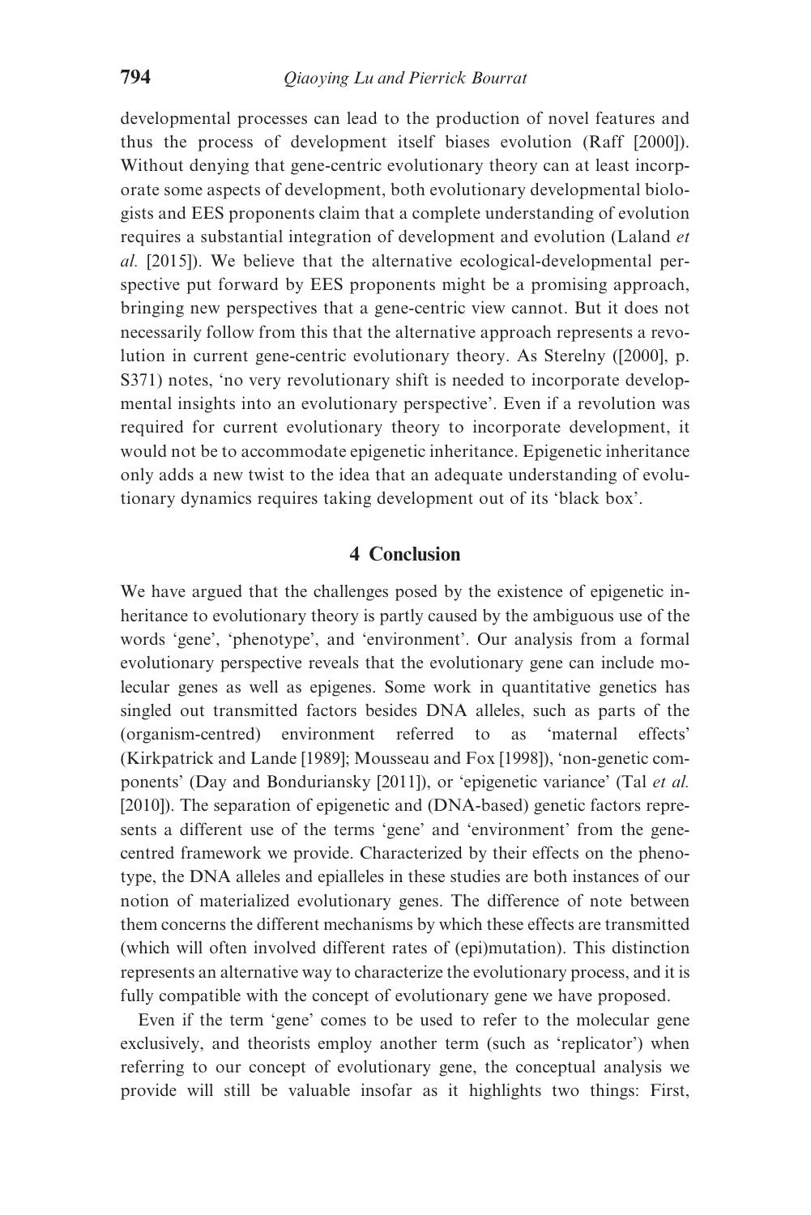developmental processes can lead to the production of novel features and thus the process of development itself biases evolution (Raff [2000]). Without denying that gene-centric evolutionary theory can at least incorporate some aspects of development, both evolutionary developmental biologists and EES proponents claim that a complete understanding of evolution requires a substantial integration of development and evolution (Laland *et al.* [2015]). We believe that the alternative ecological-developmental perspective put forward by EES proponents might be a promising approach, bringing new perspectives that a gene-centric view cannot. But it does not necessarily follow from this that the alternative approach represents a revolution in current gene-centric evolutionary theory. As Sterelny ([2000], p. S371) notes, 'no very revolutionary shift is needed to incorporate developmental insights into an evolutionary perspective'. Even if a revolution was required for current evolutionary theory to incorporate development, it would not be to accommodate epigenetic inheritance. Epigenetic inheritance only adds a new twist to the idea that an adequate understanding of evolutionary dynamics requires taking development out of its 'black box'.

## 4 Conclusion

We have argued that the challenges posed by the existence of epigenetic inheritance to evolutionary theory is partly caused by the ambiguous use of the words 'gene', 'phenotype', and 'environment'. Our analysis from a formal evolutionary perspective reveals that the evolutionary gene can include molecular genes as well as epigenes. Some work in quantitative genetics has singled out transmitted factors besides DNA alleles, such as parts of the (organism-centred) environment referred to as 'maternal effects' (Kirkpatrick and Lande [1989]; Mousseau and Fox [1998]), 'non-genetic components' (Day and Bonduriansky [2011]), or 'epigenetic variance' (Tal *et al.* [2010]). The separation of epigenetic and (DNA-based) genetic factors represents a different use of the terms 'gene' and 'environment' from the gene-centred framework we provide. Characterized by their effects on the phenotype, the DNA alleles and epialleles in these studies are both instances of our notion of materialized evolutionary genes. The difference of note between them concerns the different mechanisms by which these effects are transmitted (which will often involved different rates of (epi)mutation). This distinction represents an alternative way to characterize the evolutionary process, and it is fully compatible with the concept of evolutionary gene we have proposed.

Even if the term 'gene' comes to be used to refer to the molecular gene exclusively, and theorists employ another term (such as 'replicator') when referring to our concept of evolutionary gene, the conceptual analysis we provide will still be valuable insofar as it highlights two things: First,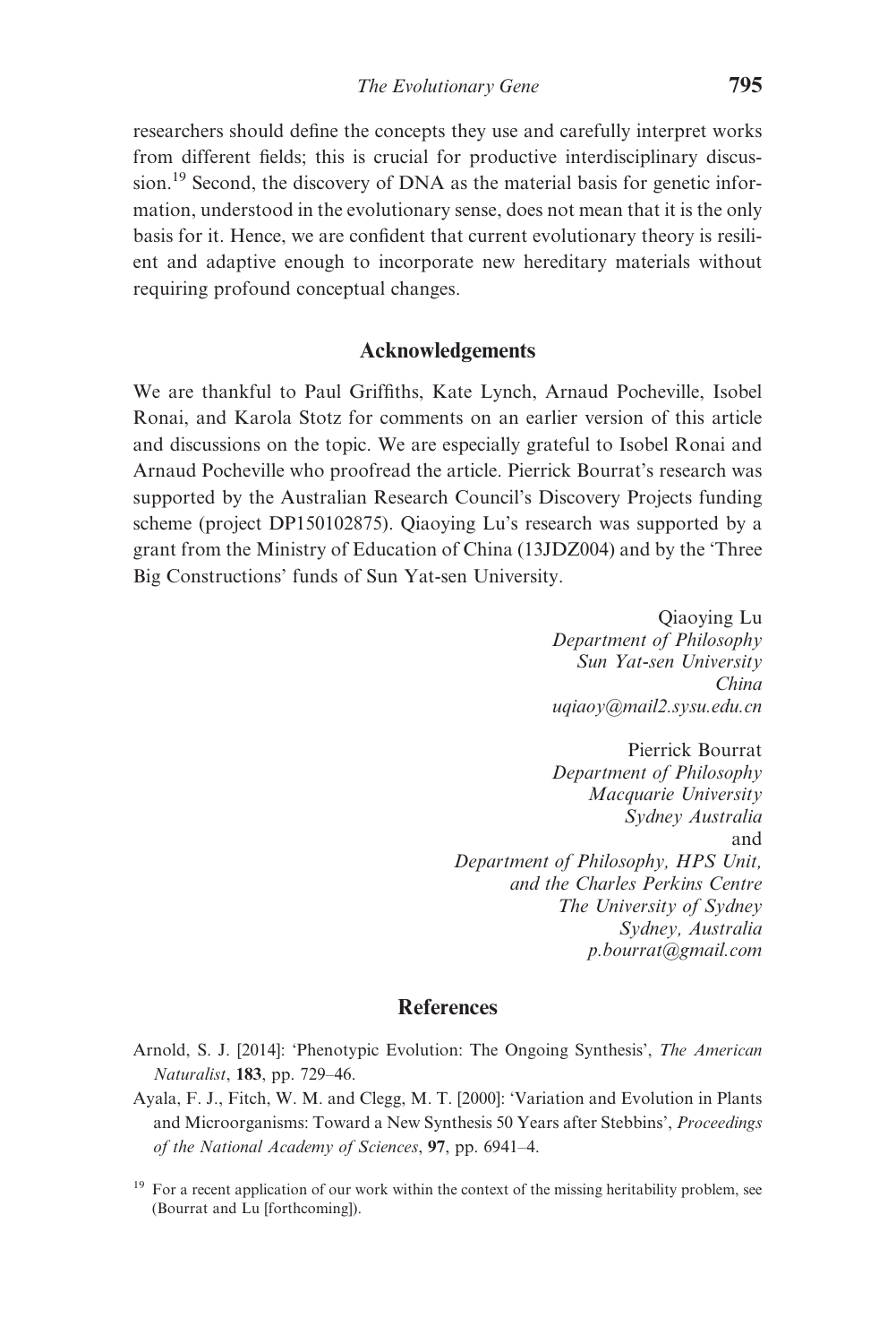researchers should define the concepts they use and carefully interpret works from different fields; this is crucial for productive interdisciplinary discussion.[19] Second, the discovery of DNA as the material basis for genetic information, understood in the evolutionary sense, does not mean that it is the only basis for it. Hence, we are confident that current evolutionary theory is resilient and adaptive enough to incorporate new hereditary materials without requiring profound conceptual changes.

## Acknowledgements

We are thankful to Paul Griffiths, Kate Lynch, Arnaud Pocheville, Isobel Ronai, and Karola Stotz for comments on an earlier version of this article and discussions on the topic. We are especially grateful to Isobel Ronai and Arnaud Pocheville who proofread the article. Pierrick Bourrat's research was supported by the Australian Research Council's Discovery Projects funding scheme (project DP150102875). Qiaoying Lu's research was supported by a grant from the Ministry of Education of China (13JDZ004) and by the 'Three Big Constructions' funds of Sun Yat-sen University.

Qiaoying Lu
*Department of Philosophy*
*Sun Yat-sen University*
*China*
*uqiaoy@mail2.sysu.edu.cn*

Pierrick Bourrat
*Department of Philosophy*
*Macquarie University*
*Sydney Australia*
and
*Department of Philosophy, HPS Unit,*
*and the Charles Perkins Centre*
*The University of Sydney*
*Sydney, Australia*
*p.bourrat@gmail.com*

## References

Arnold, S. J. [2014]: 'Phenotypic Evolution: The Ongoing Synthesis', *The American Naturalist*, **183**, pp. 729–46.

Ayala, F. J., Fitch, W. M. and Clegg, M. T. [2000]: 'Variation and Evolution in Plants and Microorganisms: Toward a New Synthesis 50 Years after Stebbins', *Proceedings of the National Academy of Sciences*, **97**, pp. 6941–4.

[19] For a recent application of our work within the context of the missing heritability problem, see (Bourrat and Lu [forthcoming]).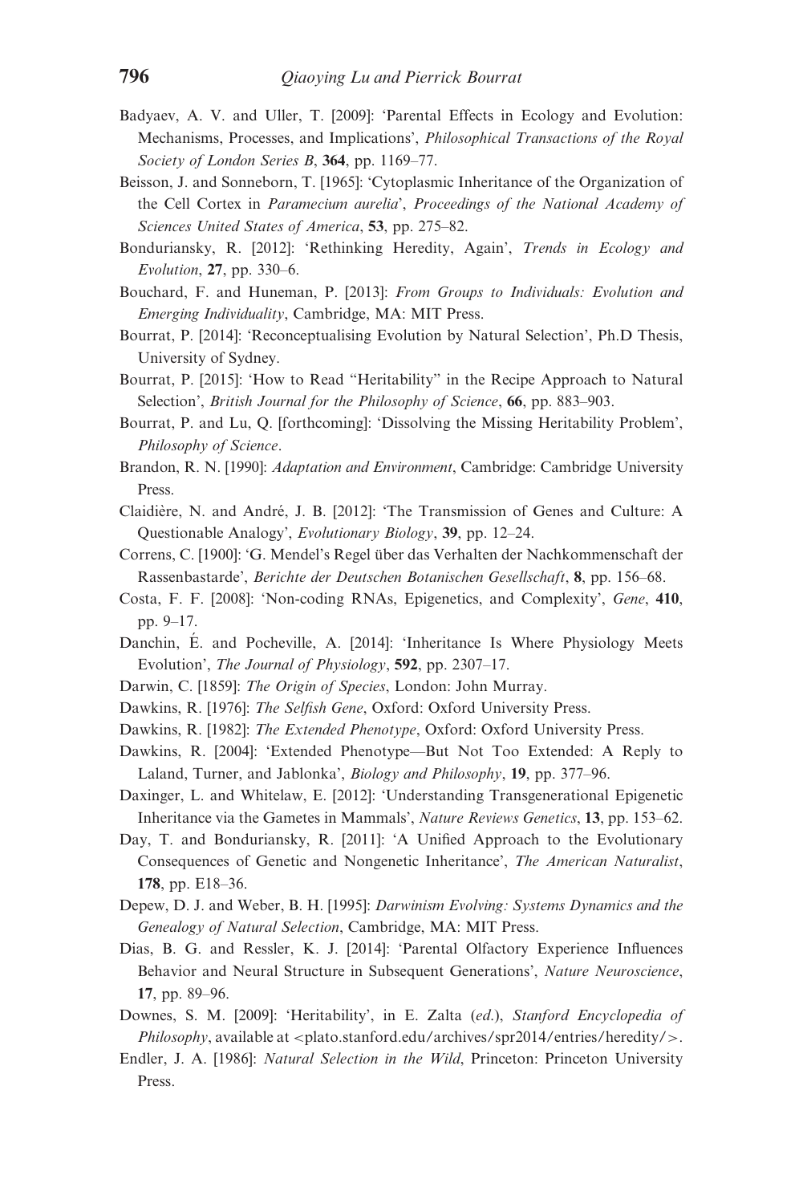Badyaev, A. V. and Uller, T. [2009]: 'Parental Effects in Ecology and Evolution: Mechanisms, Processes, and Implications', *Philosophical Transactions of the Royal Society of London Series B*, **364**, pp. 1169–77.

Beisson, J. and Sonneborn, T. [1965]: 'Cytoplasmic Inheritance of the Organization of the Cell Cortex in *Paramecium aurelia*', *Proceedings of the National Academy of Sciences United States of America*, **53**, pp. 275–82.

Bonduriansky, R. [2012]: 'Rethinking Heredity, Again', *Trends in Ecology and Evolution*, **27**, pp. 330–6.

Bouchard, F. and Huneman, P. [2013]: *From Groups to Individuals: Evolution and Emerging Individuality*, Cambridge, MA: MIT Press.

Bourrat, P. [2014]: 'Reconceptualising Evolution by Natural Selection', Ph.D Thesis, University of Sydney.

Bourrat, P. [2015]: 'How to Read "Heritability" in the Recipe Approach to Natural Selection', *British Journal for the Philosophy of Science*, **66**, pp. 883–903.

Bourrat, P. and Lu, Q. [forthcoming]: 'Dissolving the Missing Heritability Problem', *Philosophy of Science*.

Brandon, R. N. [1990]: *Adaptation and Environment*, Cambridge: Cambridge University Press.

Claidière, N. and André, J. B. [2012]: 'The Transmission of Genes and Culture: A Questionable Analogy', *Evolutionary Biology*, **39**, pp. 12–24.

Correns, C. [1900]: 'G. Mendel's Regel über das Verhalten der Nachkommenschaft der Rassenbastarde', *Berichte der Deutschen Botanischen Gesellschaft*, **8**, pp. 156–68.

Costa, F. F. [2008]: 'Non-coding RNAs, Epigenetics, and Complexity', *Gene*, **410**, pp. 9–17.

Danchin, É. and Pocheville, A. [2014]: 'Inheritance Is Where Physiology Meets Evolution', *The Journal of Physiology*, **592**, pp. 2307–17.

Darwin, C. [1859]: *The Origin of Species*, London: John Murray.

Dawkins, R. [1976]: *The Selfish Gene*, Oxford: Oxford University Press.

Dawkins, R. [1982]: *The Extended Phenotype*, Oxford: Oxford University Press.

Dawkins, R. [2004]: 'Extended Phenotype—But Not Too Extended: A Reply to Laland, Turner, and Jablonka', *Biology and Philosophy*, **19**, pp. 377–96.

Daxinger, L. and Whitelaw, E. [2012]: 'Understanding Transgenerational Epigenetic Inheritance via the Gametes in Mammals', *Nature Reviews Genetics*, **13**, pp. 153–62.

Day, T. and Bonduriansky, R. [2011]: 'A Unified Approach to the Evolutionary Consequences of Genetic and Nongenetic Inheritance', *The American Naturalist*, **178**, pp. E18–36.

Depew, D. J. and Weber, B. H. [1995]: *Darwinism Evolving: Systems Dynamics and the Genealogy of Natural Selection*, Cambridge, MA: MIT Press.

Dias, B. G. and Ressler, K. J. [2014]: 'Parental Olfactory Experience Influences Behavior and Neural Structure in Subsequent Generations', *Nature Neuroscience*, **17**, pp. 89–96.

Downes, S. M. [2009]: 'Heritability', in E. Zalta (*ed.*), *Stanford Encyclopedia of Philosophy*, available at <plato.stanford.edu/archives/spr2014/entries/heredity/>.

Endler, J. A. [1986]: *Natural Selection in the Wild*, Princeton: Princeton University Press.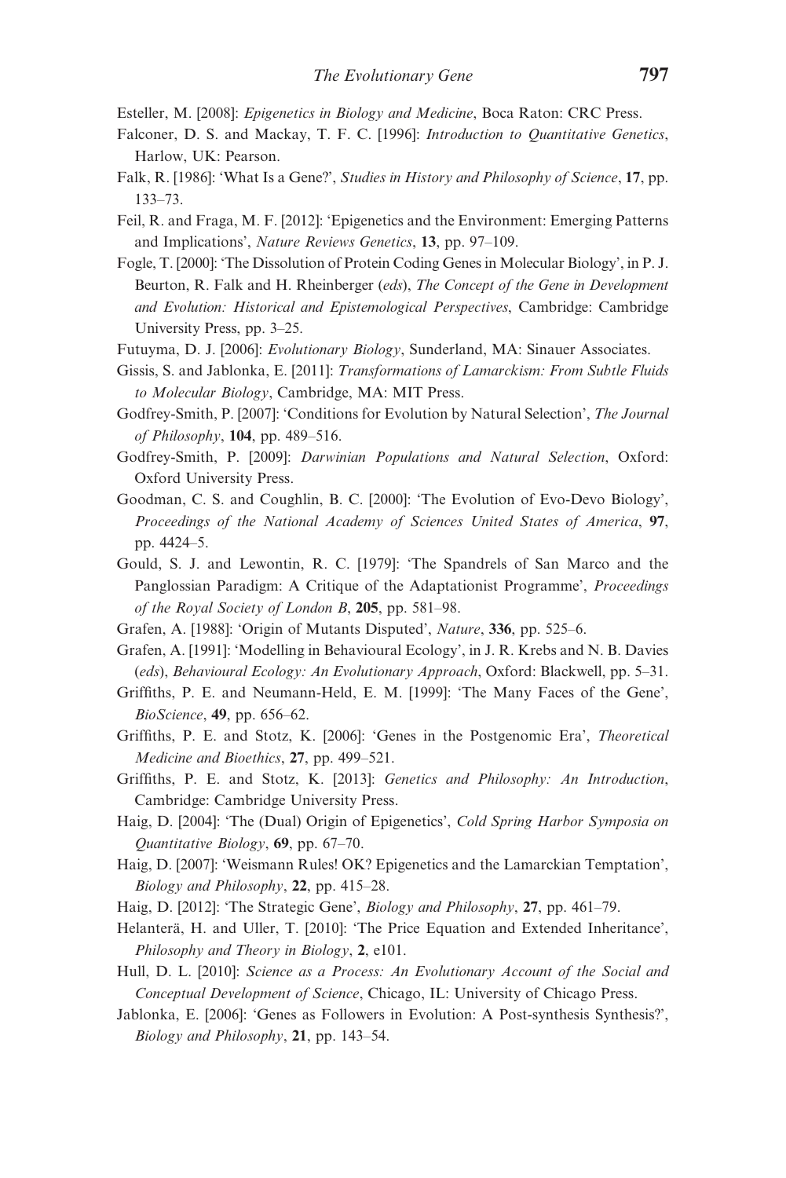Esteller, M. [2008]: *Epigenetics in Biology and Medicine*, Boca Raton: CRC Press.

Falconer, D. S. and Mackay, T. F. C. [1996]: *Introduction to Quantitative Genetics*, Harlow, UK: Pearson.

Falk, R. [1986]: 'What Is a Gene?', *Studies in History and Philosophy of Science*, **17**, pp. 133–73.

Feil, R. and Fraga, M. F. [2012]: 'Epigenetics and the Environment: Emerging Patterns and Implications', *Nature Reviews Genetics*, **13**, pp. 97–109.

Fogle, T. [2000]: 'The Dissolution of Protein Coding Genes in Molecular Biology', in P. J. Beurton, R. Falk and H. Rheinberger (*eds*), *The Concept of the Gene in Development and Evolution: Historical and Epistemological Perspectives*, Cambridge: Cambridge University Press, pp. 3–25.

Futuyma, D. J. [2006]: *Evolutionary Biology*, Sunderland, MA: Sinauer Associates.

Gissis, S. and Jablonka, E. [2011]: *Transformations of Lamarckism: From Subtle Fluids to Molecular Biology*, Cambridge, MA: MIT Press.

Godfrey-Smith, P. [2007]: 'Conditions for Evolution by Natural Selection', *The Journal of Philosophy*, **104**, pp. 489–516.

Godfrey-Smith, P. [2009]: *Darwinian Populations and Natural Selection*, Oxford: Oxford University Press.

Goodman, C. S. and Coughlin, B. C. [2000]: 'The Evolution of Evo-Devo Biology', *Proceedings of the National Academy of Sciences United States of America*, **97**, pp. 4424–5.

Gould, S. J. and Lewontin, R. C. [1979]: 'The Spandrels of San Marco and the Panglossian Paradigm: A Critique of the Adaptationist Programme', *Proceedings of the Royal Society of London B*, **205**, pp. 581–98.

Grafen, A. [1988]: 'Origin of Mutants Disputed', *Nature*, **336**, pp. 525–6.

Grafen, A. [1991]: 'Modelling in Behavioural Ecology', in J. R. Krebs and N. B. Davies (*eds*), *Behavioural Ecology: An Evolutionary Approach*, Oxford: Blackwell, pp. 5–31.

Griffiths, P. E. and Neumann-Held, E. M. [1999]: 'The Many Faces of the Gene', *BioScience*, **49**, pp. 656–62.

Griffiths, P. E. and Stotz, K. [2006]: 'Genes in the Postgenomic Era', *Theoretical Medicine and Bioethics*, **27**, pp. 499–521.

Griffiths, P. E. and Stotz, K. [2013]: *Genetics and Philosophy: An Introduction*, Cambridge: Cambridge University Press.

Haig, D. [2004]: 'The (Dual) Origin of Epigenetics', *Cold Spring Harbor Symposia on Quantitative Biology*, **69**, pp. 67–70.

Haig, D. [2007]: 'Weismann Rules! OK? Epigenetics and the Lamarckian Temptation', *Biology and Philosophy*, **22**, pp. 415–28.

Haig, D. [2012]: 'The Strategic Gene', *Biology and Philosophy*, **27**, pp. 461–79.

Helanterä, H. and Uller, T. [2010]: 'The Price Equation and Extended Inheritance', *Philosophy and Theory in Biology*, **2**, e101.

Hull, D. L. [2010]: *Science as a Process: An Evolutionary Account of the Social and Conceptual Development of Science*, Chicago, IL: University of Chicago Press.

Jablonka, E. [2006]: 'Genes as Followers in Evolution: A Post-synthesis Synthesis?', *Biology and Philosophy*, **21**, pp. 143–54.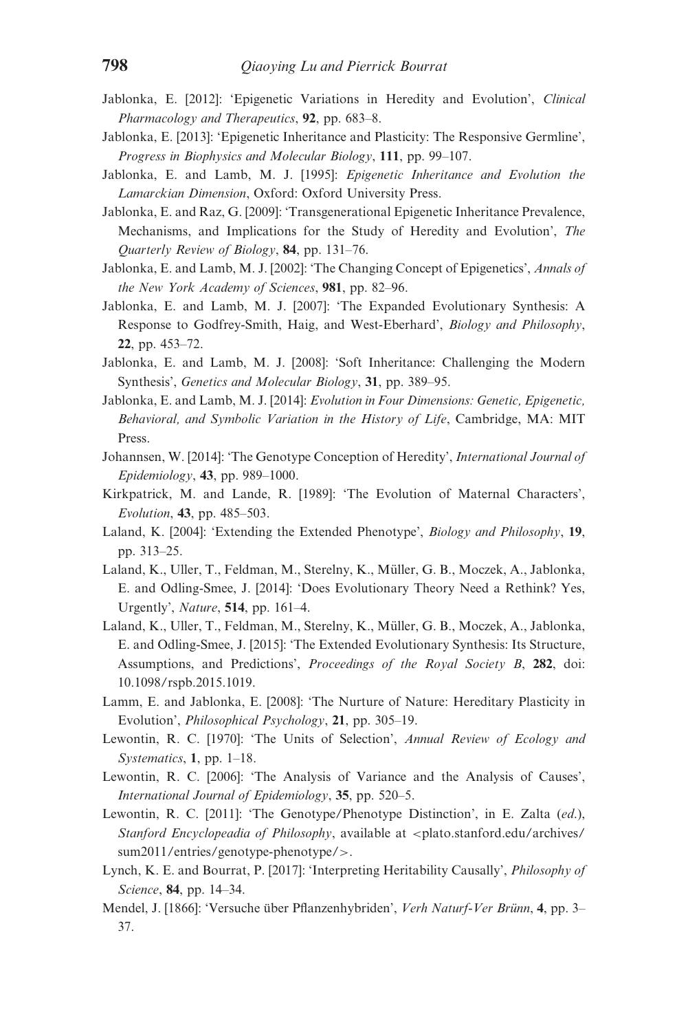Jablonka, E. [2012]: 'Epigenetic Variations in Heredity and Evolution', *Clinical Pharmacology and Therapeutics*, **92**, pp. 683–8.

Jablonka, E. [2013]: 'Epigenetic Inheritance and Plasticity: The Responsive Germline', *Progress in Biophysics and Molecular Biology*, **111**, pp. 99–107.

Jablonka, E. and Lamb, M. J. [1995]: *Epigenetic Inheritance and Evolution the Lamarckian Dimension*, Oxford: Oxford University Press.

Jablonka, E. and Raz, G. [2009]: 'Transgenerational Epigenetic Inheritance Prevalence, Mechanisms, and Implications for the Study of Heredity and Evolution', *The Quarterly Review of Biology*, **84**, pp. 131–76.

Jablonka, E. and Lamb, M. J. [2002]: 'The Changing Concept of Epigenetics', *Annals of the New York Academy of Sciences*, **981**, pp. 82–96.

Jablonka, E. and Lamb, M. J. [2007]: 'The Expanded Evolutionary Synthesis: A Response to Godfrey-Smith, Haig, and West-Eberhard', *Biology and Philosophy*, **22**, pp. 453–72.

Jablonka, E. and Lamb, M. J. [2008]: 'Soft Inheritance: Challenging the Modern Synthesis', *Genetics and Molecular Biology*, **31**, pp. 389–95.

Jablonka, E. and Lamb, M. J. [2014]: *Evolution in Four Dimensions: Genetic, Epigenetic, Behavioral, and Symbolic Variation in the History of Life*, Cambridge, MA: MIT Press.

Johannsen, W. [2014]: 'The Genotype Conception of Heredity', *International Journal of Epidemiology*, **43**, pp. 989–1000.

Kirkpatrick, M. and Lande, R. [1989]: 'The Evolution of Maternal Characters', *Evolution*, **43**, pp. 485–503.

Laland, K. [2004]: 'Extending the Extended Phenotype', *Biology and Philosophy*, **19**, pp. 313–25.

Laland, K., Uller, T., Feldman, M., Sterelny, K., Müller, G. B., Moczek, A., Jablonka, E. and Odling-Smee, J. [2014]: 'Does Evolutionary Theory Need a Rethink? Yes, Urgently', *Nature*, **514**, pp. 161–4.

Laland, K., Uller, T., Feldman, M., Sterelny, K., Müller, G. B., Moczek, A., Jablonka, E. and Odling-Smee, J. [2015]: 'The Extended Evolutionary Synthesis: Its Structure, Assumptions, and Predictions', *Proceedings of the Royal Society B*, **282**, doi: 10.1098/rspb.2015.1019.

Lamm, E. and Jablonka, E. [2008]: 'The Nurture of Nature: Hereditary Plasticity in Evolution', *Philosophical Psychology*, **21**, pp. 305–19.

Lewontin, R. C. [1970]: 'The Units of Selection', *Annual Review of Ecology and Systematics*, **1**, pp. 1–18.

Lewontin, R. C. [2006]: 'The Analysis of Variance and the Analysis of Causes', *International Journal of Epidemiology*, **35**, pp. 520–5.

Lewontin, R. C. [2011]: 'The Genotype/Phenotype Distinction', in E. Zalta (*ed.*), *Stanford Encyclopeadia of Philosophy*, available at <plato.stanford.edu/archives/sum2011/entries/genotype-phenotype/>.

Lynch, K. E. and Bourrat, P. [2017]: 'Interpreting Heritability Causally', *Philosophy of Science*, **84**, pp. 14–34.

Mendel, J. [1866]: 'Versuche über Pflanzenhybriden', *Verh Naturf-Ver Brünn*, **4**, pp. 3–37.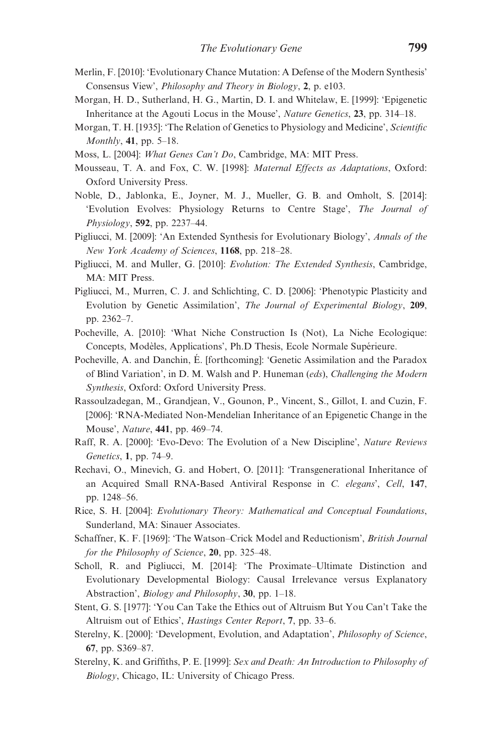Merlin, F. [2010]: 'Evolutionary Chance Mutation: A Defense of the Modern Synthesis' Consensus View', *Philosophy and Theory in Biology*, **2**, p. e103.

Morgan, H. D., Sutherland, H. G., Martin, D. I. and Whitelaw, E. [1999]: 'Epigenetic Inheritance at the Agouti Locus in the Mouse', *Nature Genetics*, **23**, pp. 314–18.

Morgan, T. H. [1935]: 'The Relation of Genetics to Physiology and Medicine', *Scientific Monthly*, **41**, pp. 5–18.

Moss, L. [2004]: *What Genes Can't Do*, Cambridge, MA: MIT Press.

Mousseau, T. A. and Fox, C. W. [1998]: *Maternal Effects as Adaptations*, Oxford: Oxford University Press.

Noble, D., Jablonka, E., Joyner, M. J., Mueller, G. B. and Omholt, S. [2014]: 'Evolution Evolves: Physiology Returns to Centre Stage', *The Journal of Physiology*, **592**, pp. 2237–44.

Pigliucci, M. [2009]: 'An Extended Synthesis for Evolutionary Biology', *Annals of the New York Academy of Sciences*, **1168**, pp. 218–28.

Pigliucci, M. and Muller, G. [2010]: *Evolution: The Extended Synthesis*, Cambridge, MA: MIT Press.

Pigliucci, M., Murren, C. J. and Schlichting, C. D. [2006]: 'Phenotypic Plasticity and Evolution by Genetic Assimilation', *The Journal of Experimental Biology*, **209**, pp. 2362–7.

Pocheville, A. [2010]: 'What Niche Construction Is (Not), La Niche Ecologique: Concepts, Modèles, Applications', Ph.D Thesis, Ecole Normale Supérieure.

Pocheville, A. and Danchin, É. [forthcoming]: 'Genetic Assimilation and the Paradox of Blind Variation', in D. M. Walsh and P. Huneman (*eds*), *Challenging the Modern Synthesis*, Oxford: Oxford University Press.

Rassoulzadegan, M., Grandjean, V., Gounon, P., Vincent, S., Gillot, I. and Cuzin, F. [2006]: 'RNA-Mediated Non-Mendelian Inheritance of an Epigenetic Change in the Mouse', *Nature*, **441**, pp. 469–74.

Raff, R. A. [2000]: 'Evo-Devo: The Evolution of a New Discipline', *Nature Reviews Genetics*, **1**, pp. 74–9.

Rechavi, O., Minevich, G. and Hobert, O. [2011]: 'Transgenerational Inheritance of an Acquired Small RNA-Based Antiviral Response in *C. elegans*', *Cell*, **147**, pp. 1248–56.

Rice, S. H. [2004]: *Evolutionary Theory: Mathematical and Conceptual Foundations*, Sunderland, MA: Sinauer Associates.

Schaffner, K. F. [1969]: 'The Watson–Crick Model and Reductionism', *British Journal for the Philosophy of Science*, **20**, pp. 325–48.

Scholl, R. and Pigliucci, M. [2014]: 'The Proximate–Ultimate Distinction and Evolutionary Developmental Biology: Causal Irrelevance versus Explanatory Abstraction', *Biology and Philosophy*, **30**, pp. 1–18.

Stent, G. S. [1977]: 'You Can Take the Ethics out of Altruism But You Can't Take the Altruism out of Ethics', *Hastings Center Report*, **7**, pp. 33–6.

Sterelny, K. [2000]: 'Development, Evolution, and Adaptation', *Philosophy of Science*, **67**, pp. S369–87.

Sterelny, K. and Griffiths, P. E. [1999]: *Sex and Death: An Introduction to Philosophy of Biology*, Chicago, IL: University of Chicago Press.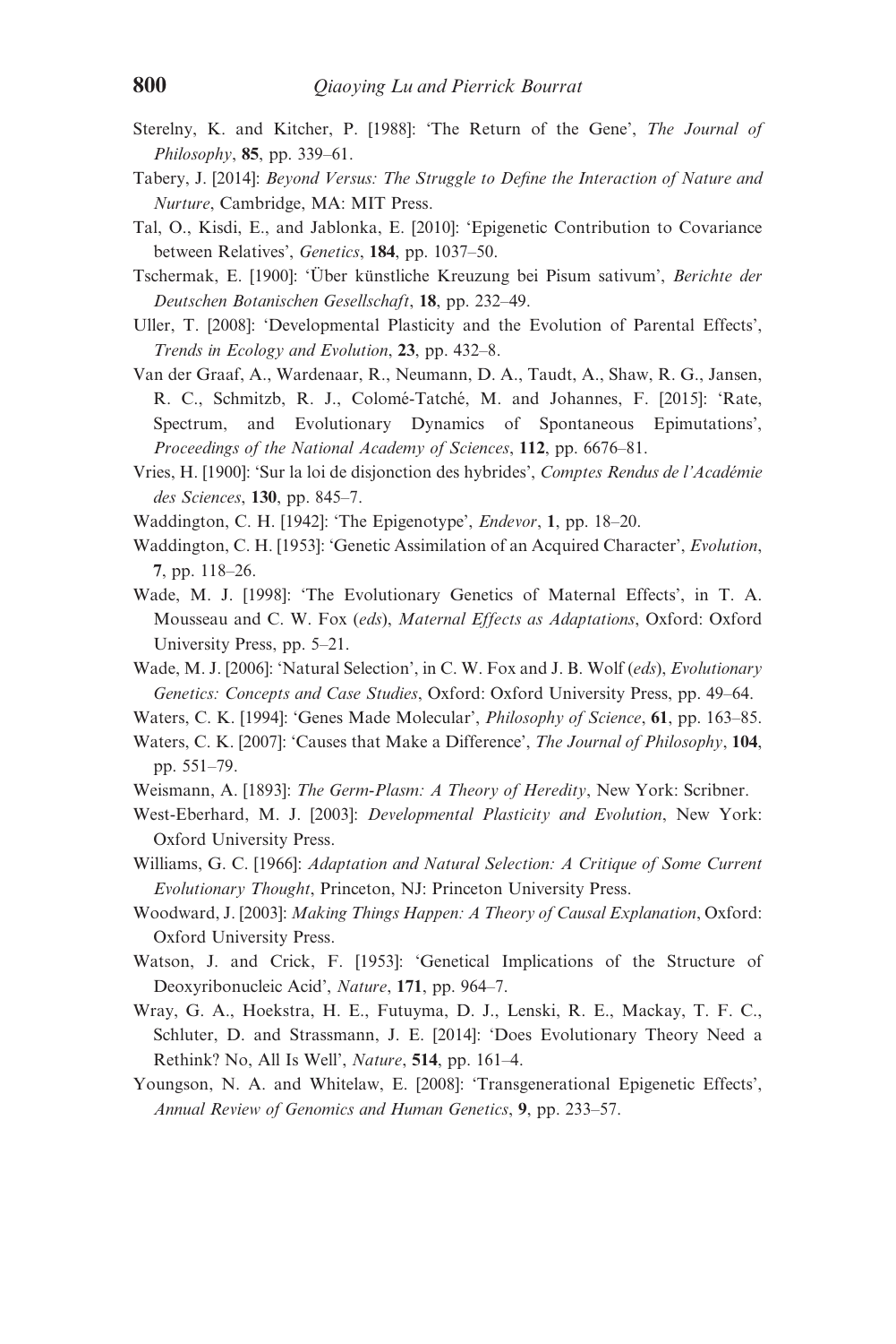Sterelny, K. and Kitcher, P. [1988]: 'The Return of the Gene', *The Journal of Philosophy*, **85**, pp. 339–61.

Tabery, J. [2014]: *Beyond Versus: The Struggle to Define the Interaction of Nature and Nurture*, Cambridge, MA: MIT Press.

Tal, O., Kisdi, E., and Jablonka, E. [2010]: 'Epigenetic Contribution to Covariance between Relatives', *Genetics*, **184**, pp. 1037–50.

Tschermak, E. [1900]: 'Über künstliche Kreuzung bei Pisum sativum', *Berichte der Deutschen Botanischen Gesellschaft*, **18**, pp. 232–49.

Uller, T. [2008]: 'Developmental Plasticity and the Evolution of Parental Effects', *Trends in Ecology and Evolution*, **23**, pp. 432–8.

Van der Graaf, A., Wardenaar, R., Neumann, D. A., Taudt, A., Shaw, R. G., Jansen, R. C., Schmitzb, R. J., Colomé-Tatché, M. and Johannes, F. [2015]: 'Rate, Spectrum, and Evolutionary Dynamics of Spontaneous Epimutations', *Proceedings of the National Academy of Sciences*, **112**, pp. 6676–81.

Vries, H. [1900]: 'Sur la loi de disjonction des hybrides', *Comptes Rendus de l'Académie des Sciences*, **130**, pp. 845–7.

Waddington, C. H. [1942]: 'The Epigenotype', *Endevor*, **1**, pp. 18–20.

Waddington, C. H. [1953]: 'Genetic Assimilation of an Acquired Character', *Evolution*, **7**, pp. 118–26.

Wade, M. J. [1998]: 'The Evolutionary Genetics of Maternal Effects', in T. A. Mousseau and C. W. Fox (*eds*), *Maternal Effects as Adaptations*, Oxford: Oxford University Press, pp. 5–21.

Wade, M. J. [2006]: 'Natural Selection', in C. W. Fox and J. B. Wolf (*eds*), *Evolutionary Genetics: Concepts and Case Studies*, Oxford: Oxford University Press, pp. 49–64.

Waters, C. K. [1994]: 'Genes Made Molecular', *Philosophy of Science*, **61**, pp. 163–85.

Waters, C. K. [2007]: 'Causes that Make a Difference', *The Journal of Philosophy*, **104**, pp. 551–79.

Weismann, A. [1893]: *The Germ-Plasm: A Theory of Heredity*, New York: Scribner.

West-Eberhard, M. J. [2003]: *Developmental Plasticity and Evolution*, New York: Oxford University Press.

Williams, G. C. [1966]: *Adaptation and Natural Selection: A Critique of Some Current Evolutionary Thought*, Princeton, NJ: Princeton University Press.

Woodward, J. [2003]: *Making Things Happen: A Theory of Causal Explanation*, Oxford: Oxford University Press.

Watson, J. and Crick, F. [1953]: 'Genetical Implications of the Structure of Deoxyribonucleic Acid', *Nature*, **171**, pp. 964–7.

Wray, G. A., Hoekstra, H. E., Futuyma, D. J., Lenski, R. E., Mackay, T. F. C., Schluter, D. and Strassmann, J. E. [2014]: 'Does Evolutionary Theory Need a Rethink? No, All Is Well', *Nature*, **514**, pp. 161–4.

Youngson, N. A. and Whitelaw, E. [2008]: 'Transgenerational Epigenetic Effects', *Annual Review of Genomics and Human Genetics*, **9**, pp. 233–57.